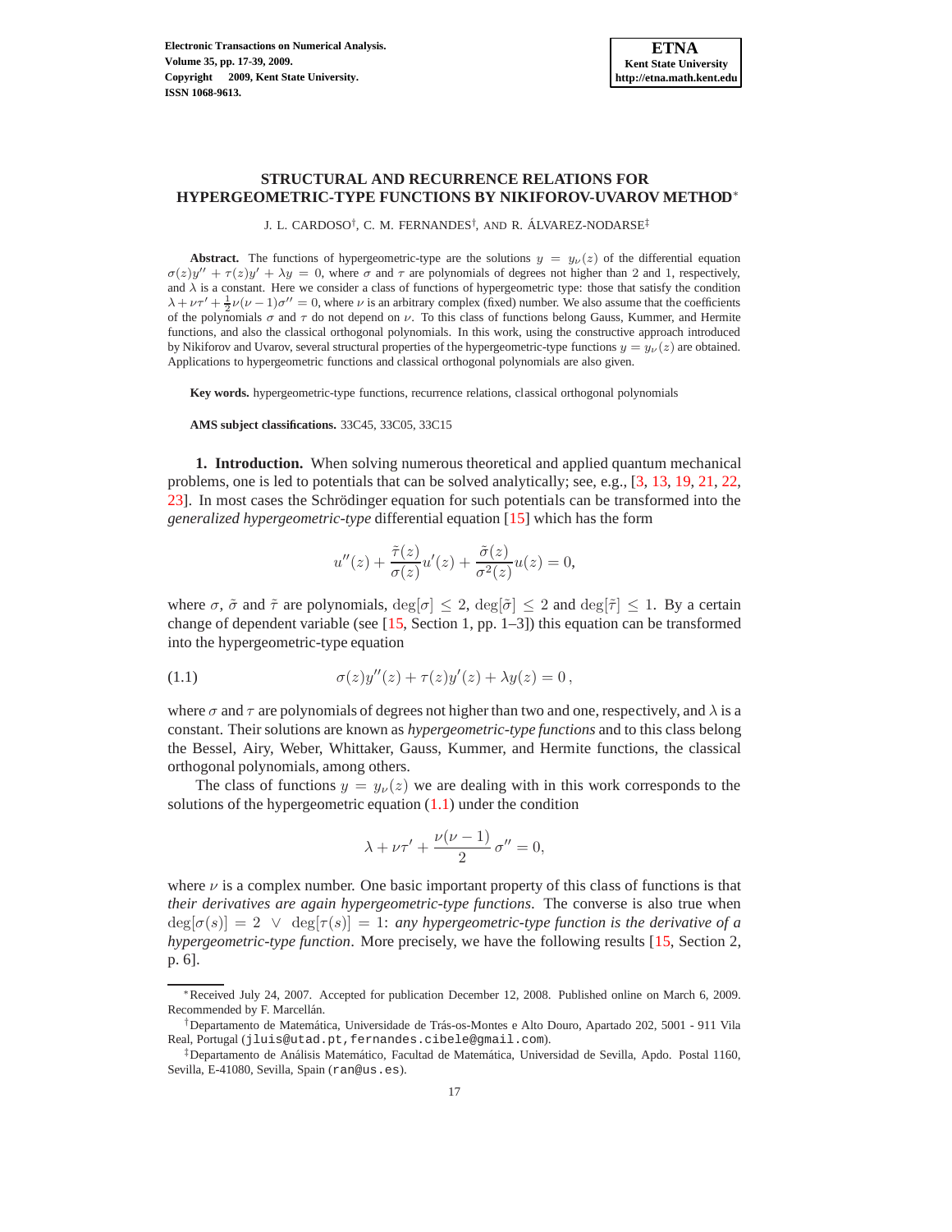# STRUCTURAL AND RECURRENCE RELATIONS FOR HYPERGEOMETRIC-TYPE FUNCTIONS BY NIKIFOROV-UVAROV METHOD*

J. L. CARDOSO[†], C. M. FERNANDES[†], AND R. ÁLVAREZ-NODARSE[‡]

**Abstract.** The functions of hypergeometric-type are the solutions $y = y_\nu(z)$ of the differential equation $\sigma(z)y'' + \tau(z)y' + \lambda y = 0$, where $\sigma$ and $\tau$ are polynomials of degrees not higher than 2 and 1, respectively, and $\lambda$ is a constant. Here we consider a class of functions of hypergeometric type: those that satisfy the condition $\lambda + \nu\tau' + \frac{1}{2}\nu(\nu-1)\sigma'' = 0$, where $\nu$ is an arbitrary complex (fixed) number. We also assume that the coefficients of the polynomials $\sigma$ and $\tau$ do not depend on $\nu$. To this class of functions belong Gauss, Kummer, and Hermite functions, and also the classical orthogonal polynomials. In this work, using the constructive approach introduced by Nikiforov and Uvarov, several structural properties of the hypergeometric-type functions $y = y_\nu(z)$ are obtained. Applications to hypergeometric functions and classical orthogonal polynomials are also given.

**Key words.** hypergeometric-type functions, recurrence relations, classical orthogonal polynomials

**AMS subject classifications.** 33C45, 33C05, 33C15

**1. Introduction.** When solving numerous theoretical and applied quantum mechanical problems, one is led to potentials that can be solved analytically; see, e.g., [3, 13, 19, 21, 22, 23]. In most cases the Schrödinger equation for such potentials can be transformed into the *generalized hypergeometric-type* differential equation [15] which has the form

$$u''(z) + \frac{\tilde{\tau}(z)}{\sigma(z)}u'(z) + \frac{\tilde{\sigma}(z)}{\sigma^2(z)}u(z) = 0,$$

where $\sigma$, $\tilde{\sigma}$ and $\tilde{\tau}$ are polynomials, $\deg[\sigma] \leq 2$, $\deg[\tilde{\sigma}] \leq 2$ and $\deg[\tilde{\tau}] \leq 1$. By a certain change of dependent variable (see [15, Section 1, pp. 1–3]) this equation can be transformed into the hypergeometric-type equation

$$\sigma(z)y''(z) + \tau(z)y'(z) + \lambda y(z) = 0\,, \tag{1.1}$$

where $\sigma$ and $\tau$ are polynomials of degrees not higher than two and one, respectively, and $\lambda$ is a constant. Their solutions are known as *hypergeometric-type functions* and to this class belong the Bessel, Airy, Weber, Whittaker, Gauss, Kummer, and Hermite functions, the classical orthogonal polynomials, among others.

The class of functions $y = y_\nu(z)$ we are dealing with in this work corresponds to the solutions of the hypergeometric equation (1.1) under the condition

$$\lambda + \nu\tau' + \frac{\nu(\nu-1)}{2}\,\sigma'' = 0,$$

where $\nu$ is a complex number. One basic important property of this class of functions is that *their derivatives are again hypergeometric-type functions*. The converse is also true when $\deg[\sigma(s)] = 2 \;\vee\; \deg[\tau(s)] = 1$: *any hypergeometric-type function is the derivative of a hypergeometric-type function*. More precisely, we have the following results [15, Section 2, p. 6].

---

*Received July 24, 2007. Accepted for publication December 12, 2008. Published online on March 6, 2009. Recommended by F. Marcellán.

[†]Departamento de Matemática, Universidade de Trás-os-Montes e Alto Douro, Apartado 202, 5001 - 911 Vila Real, Portugal (jluis@utad.pt, fernandes.cibele@gmail.com).

[‡]Departamento de Análisis Matemático, Facultad de Matemática, Universidad de Sevilla, Apdo. Postal 1160, Sevilla, E-41080, Sevilla, Spain (ran@us.es).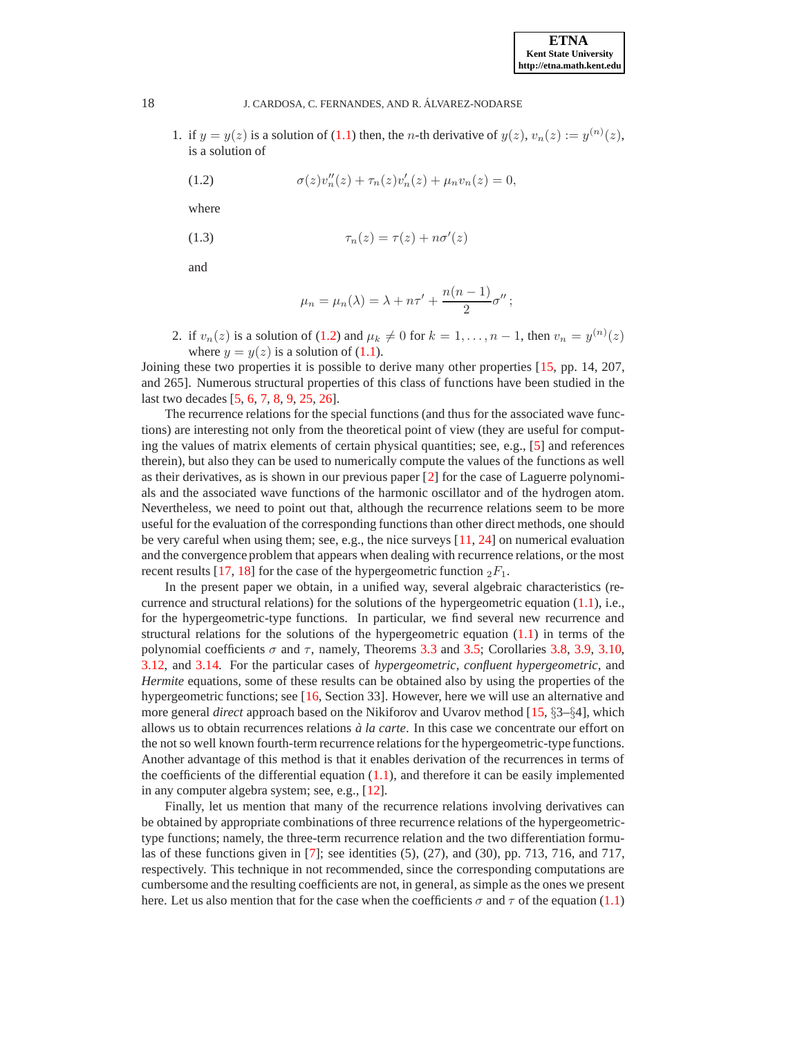1. if $y = y(z)$ is a solution of (1.1) then, the $n$-th derivative of $y(z)$, $v_n(z) := y^{(n)}(z)$, is a solution of

$$\sigma(z)v_n''(z) + \tau_n(z)v_n'(z) + \mu_n v_n(z) = 0, \tag{1.2}$$

where

$$\tau_n(z) = \tau(z) + n\sigma'(z) \tag{1.3}$$

and

$$\mu_n = \mu_n(\lambda) = \lambda + n\tau' + \frac{n(n-1)}{2}\sigma'' ;$$

2. if $v_n(z)$ is a solution of (1.2) and $\mu_k \neq 0$ for $k = 1, \ldots, n-1$, then $v_n = y^{(n)}(z)$ where $y = y(z)$ is a solution of (1.1).

Joining these two properties it is possible to derive many other properties [15, pp. 14, 207, and 265]. Numerous structural properties of this class of functions have been studied in the last two decades [5, 6, 7, 8, 9, 25, 26].

The recurrence relations for the special functions (and thus for the associated wave functions) are interesting not only from the theoretical point of view (they are useful for computing the values of matrix elements of certain physical quantities; see, e.g., [5] and references therein), but also they can be used to numerically compute the values of the functions as well as their derivatives, as is shown in our previous paper [2] for the case of Laguerre polynomials and the associated wave functions of the harmonic oscillator and of the hydrogen atom. Nevertheless, we need to point out that, although the recurrence relations seem to be more useful for the evaluation of the corresponding functions than other direct methods, one should be very careful when using them; see, e.g., the nice surveys [11, 24] on numerical evaluation and the convergence problem that appears when dealing with recurrence relations, or the most recent results [17, 18] for the case of the hypergeometric function ${}_2F_1$.

In the present paper we obtain, in a unified way, several algebraic characteristics (recurrence and structural relations) for the solutions of the hypergeometric equation (1.1), i.e., for the hypergeometric-type functions. In particular, we find several new recurrence and structural relations for the solutions of the hypergeometric equation (1.1) in terms of the polynomial coefficients $\sigma$ and $\tau$, namely, Theorems 3.3 and 3.5; Corollaries 3.8, 3.9, 3.10, 3.12, and 3.14. For the particular cases of *hypergeometric, confluent hypergeometric*, and *Hermite* equations, some of these results can be obtained also by using the properties of the hypergeometric functions; see [16, Section 33]. However, here we will use an alternative and more general *direct* approach based on the Nikiforov and Uvarov method [15, §3–§4], which allows us to obtain recurrences relations *à la carte*. In this case we concentrate our effort on the not so well known fourth-term recurrence relations for the hypergeometric-type functions. Another advantage of this method is that it enables derivation of the recurrences in terms of the coefficients of the differential equation (1.1), and therefore it can be easily implemented in any computer algebra system; see, e.g., [12].

Finally, let us mention that many of the recurrence relations involving derivatives can be obtained by appropriate combinations of three recurrence relations of the hypergeometric-type functions; namely, the three-term recurrence relation and the two differentiation formulas of these functions given in [7]; see identities (5), (27), and (30), pp. 713, 716, and 717, respectively. This technique in not recommended, since the corresponding computations are cumbersome and the resulting coefficients are not, in general, as simple as the ones we present here. Let us also mention that for the case when the coefficients $\sigma$ and $\tau$ of the equation (1.1)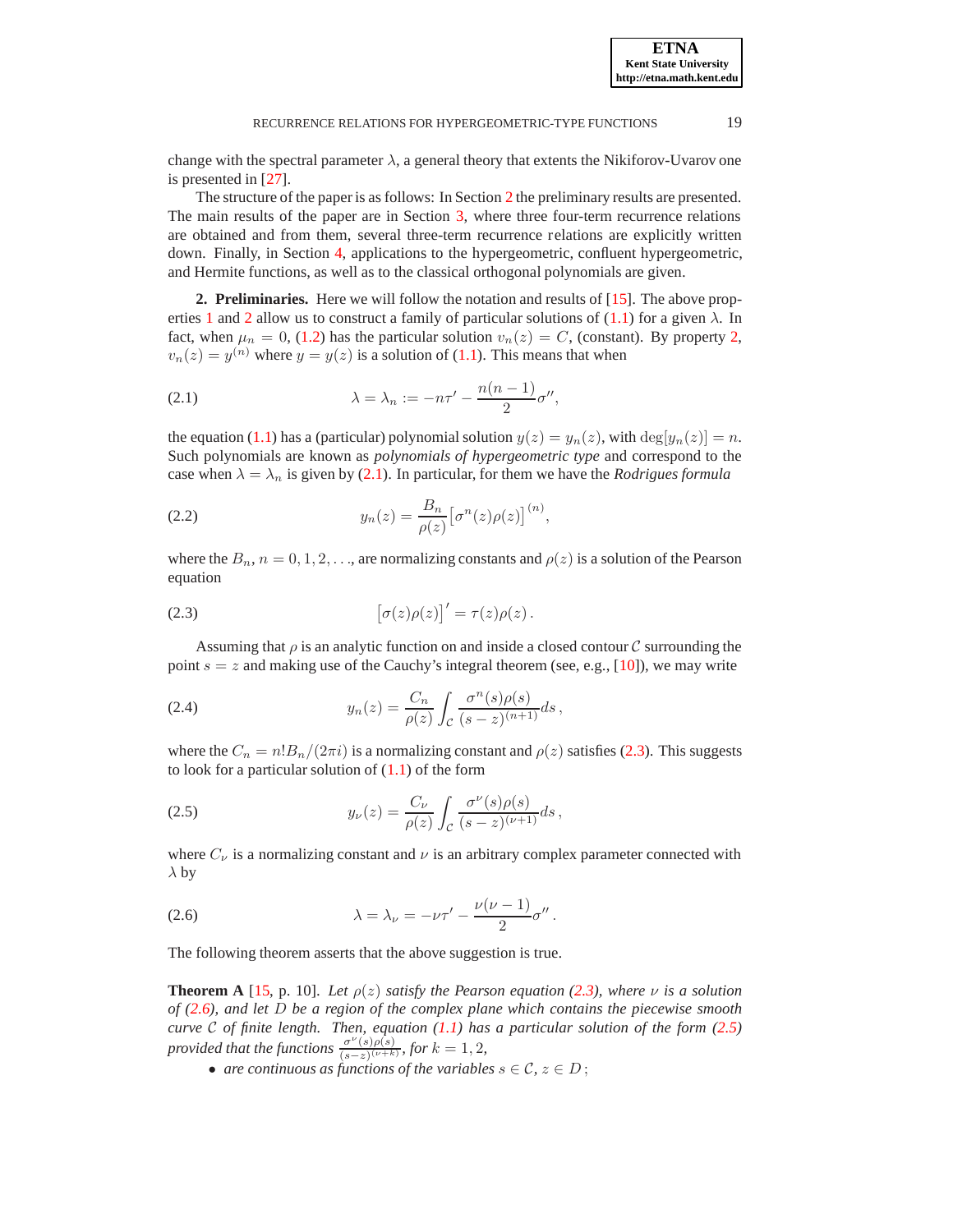change with the spectral parameter $\lambda$, a general theory that extents the Nikiforov-Uvarov one is presented in [27].

The structure of the paper is as follows: In Section 2 the preliminary results are presented. The main results of the paper are in Section 3, where three four-term recurrence relations are obtained and from them, several three-term recurrence relations are explicitly written down. Finally, in Section 4, applications to the hypergeometric, confluent hypergeometric, and Hermite functions, as well as to the classical orthogonal polynomials are given.

## 2. Preliminaries.

Here we will follow the notation and results of [15]. The above properties 1 and 2 allow us to construct a family of particular solutions of (1.1) for a given $\lambda$. In fact, when $\mu_n = 0$, (1.2) has the particular solution $v_n(z) = C$, (constant). By property 2, $v_n(z) = y^{(n)}$ where $y = y(z)$ is a solution of (1.1). This means that when

$$\lambda = \lambda_n := -n\tau' - \frac{n(n-1)}{2}\sigma'', \tag{2.1}$$

the equation (1.1) has a (particular) polynomial solution $y(z) = y_n(z)$, with $\deg[y_n(z)] = n$. Such polynomials are known as *polynomials of hypergeometric type* and correspond to the case when $\lambda = \lambda_n$ is given by (2.1). In particular, for them we have the *Rodrigues formula*

$$y_n(z) = \frac{B_n}{\rho(z)}\big[\sigma^n(z)\rho(z)\big]^{(n)}, \tag{2.2}$$

where the $B_n$, $n = 0, 1, 2, \ldots$, are normalizing constants and $\rho(z)$ is a solution of the Pearson equation

$$\big[\sigma(z)\rho(z)\big]' = \tau(z)\rho(z)\,. \tag{2.3}$$

Assuming that $\rho$ is an analytic function on and inside a closed contour $\mathcal{C}$ surrounding the point $s = z$ and making use of the Cauchy's integral theorem (see, e.g., [10]), we may write

$$y_n(z) = \frac{C_n}{\rho(z)}\int_{\mathcal{C}} \frac{\sigma^n(s)\rho(s)}{(s-z)^{(n+1)}}ds\,, \tag{2.4}$$

where the $C_n = n!B_n/(2\pi i)$ is a normalizing constant and $\rho(z)$ satisfies (2.3). This suggests to look for a particular solution of (1.1) of the form

$$y_\nu(z) = \frac{C_\nu}{\rho(z)}\int_{\mathcal{C}} \frac{\sigma^\nu(s)\rho(s)}{(s-z)^{(\nu+1)}}ds\,, \tag{2.5}$$

where $C_\nu$ is a normalizing constant and $\nu$ is an arbitrary complex parameter connected with $\lambda$ by

$$\lambda = \lambda_\nu = -\nu\tau' - \frac{\nu(\nu-1)}{2}\sigma''\,. \tag{2.6}$$

The following theorem asserts that the above suggestion is true.

**Theorem A** [15, p. 10]. *Let $\rho(z)$ satisfy the Pearson equation (2.3), where $\nu$ is a solution of (2.6), and let $D$ be a region of the complex plane which contains the piecewise smooth curve $\mathcal{C}$ of finite length. Then, equation (1.1) has a particular solution of the form (2.5) provided that the functions $\frac{\sigma^\nu(s)\rho(s)}{(s-z)^{(\nu+k)}}$, for $k = 1, 2$,*

- *are continuous as functions of the variables $s \in \mathcal{C}$, $z \in D$;*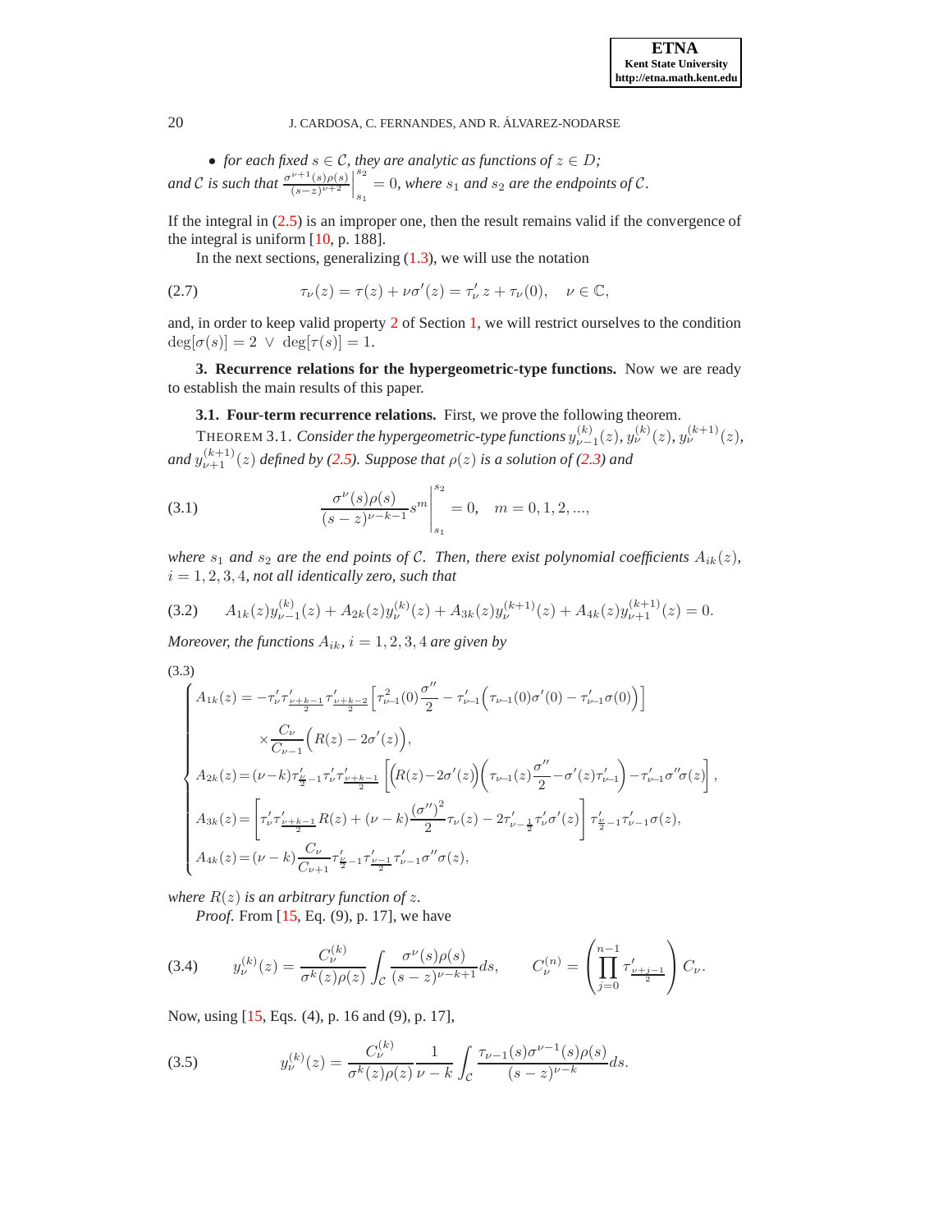- *for each fixed $s \in \mathcal{C}$, they are analytic as functions of $z \in D$;*

*and $\mathcal{C}$ is such that* $\left.\frac{\sigma^{\nu+1}(s)\rho(s)}{(s-z)^{\nu+2}}\right|_{s_1}^{s_2} = 0$*, where $s_1$ and $s_2$ are the endpoints of $\mathcal{C}$.*

If the integral in (2.5) is an improper one, then the result remains valid if the convergence of the integral is uniform [10, p. 188].

In the next sections, generalizing (1.3), we will use the notation

$$\tau_\nu(z) = \tau(z) + \nu\sigma'(z) = \tau_\nu' \, z + \tau_\nu(0), \quad \nu \in \mathbb{C}, \tag{2.7}$$

and, in order to keep valid property 2 of Section 1, we will restrict ourselves to the condition $\deg[\sigma(s)] = 2 \ \vee \ \deg[\tau(s)] = 1$.

**3. Recurrence relations for the hypergeometric-type functions.** Now we are ready to establish the main results of this paper.

**3.1. Four-term recurrence relations.** First, we prove the following theorem.

THEOREM 3.1. *Consider the hypergeometric-type functions $y_{\nu-1}^{(k)}(z)$, $y_\nu^{(k)}(z)$, $y_\nu^{(k+1)}(z)$, and $y_{\nu+1}^{(k+1)}(z)$ defined by (2.5). Suppose that $\rho(z)$ is a solution of (2.3) and*

$$\left.\frac{\sigma^\nu(s)\rho(s)}{(s-z)^{\nu-k-1}} s^m\right|_{s_1}^{s_2} = 0, \quad m = 0, 1, 2, ..., \tag{3.1}$$

*where $s_1$ and $s_2$ are the end points of $\mathcal{C}$. Then, there exist polynomial coefficients $A_{ik}(z)$, $i = 1, 2, 3, 4$, not all identically zero, such that*

$$A_{1k}(z)y_{\nu-1}^{(k)}(z) + A_{2k}(z)y_\nu^{(k)}(z) + A_{3k}(z)y_\nu^{(k+1)}(z) + A_{4k}(z)y_{\nu+1}^{(k+1)}(z) = 0. \tag{3.2}$$

*Moreover, the functions $A_{ik}$, $i = 1, 2, 3, 4$ are given by*

$$\left\{\begin{aligned}
A_{1k}(z) &= -\tau_\nu'\tau_{\frac{\nu+k-1}{2}}'\tau_{\frac{\nu+k-2}{2}}'\left[\tau_{\nu-1}^2(0)\frac{\sigma''}{2} - \tau_{\nu-1}'\Big(\tau_{\nu-1}(0)\sigma'(0) - \tau_{\nu-1}'\sigma(0)\Big)\right] \\
&\qquad \times\frac{C_\nu}{C_{\nu-1}}\Big(R(z) - 2\sigma'(z)\Big), \\
A_{2k}(z) &= (\nu-k)\tau_{\frac{\nu}{2}-1}'\tau_\nu'\tau_{\frac{\nu+k-1}{2}}'\left[\Big(R(z)-2\sigma'(z)\Big)\Big(\tau_{\nu-1}(z)\frac{\sigma''}{2} - \sigma'(z)\tau_{\nu-1}'\Big) - \tau_{\nu-1}'\sigma''\sigma(z)\right], \\
A_{3k}(z) &= \left[\tau_\nu'\tau_{\frac{\nu+k-1}{2}}'R(z) + (\nu-k)\frac{(\sigma'')^2}{2}\tau_\nu(z) - 2\tau_{\nu-\frac{1}{2}}'\tau_\nu'\sigma'(z)\right]\tau_{\frac{\nu}{2}-1}'\tau_{\nu-1}'\sigma(z), \\
A_{4k}(z) &= (\nu-k)\frac{C_\nu}{C_{\nu+1}}\tau_{\frac{\nu}{2}-1}'\tau_{\frac{\nu-1}{2}}'\tau_{\nu-1}'\sigma''\sigma(z),
\end{aligned}\right. \tag{3.3}$$

*where $R(z)$ is an arbitrary function of $z$.*

*Proof.* From [15, Eq. (9), p. 17], we have

$$y_\nu^{(k)}(z) = \frac{C_\nu^{(k)}}{\sigma^k(z)\rho(z)}\int_{\mathcal{C}}\frac{\sigma^\nu(s)\rho(s)}{(s-z)^{\nu-k+1}}ds, \qquad C_\nu^{(n)} = \left(\prod_{j=0}^{n-1}\tau_{\frac{\nu+j-1}{2}}'\right)C_\nu. \tag{3.4}$$

Now, using [15, Eqs. (4), p. 16 and (9), p. 17],

$$y_\nu^{(k)}(z) = \frac{C_\nu^{(k)}}{\sigma^k(z)\rho(z)}\frac{1}{\nu-k}\int_{\mathcal{C}}\frac{\tau_{\nu-1}(s)\sigma^{\nu-1}(s)\rho(s)}{(s-z)^{\nu-k}}ds. \tag{3.5}$$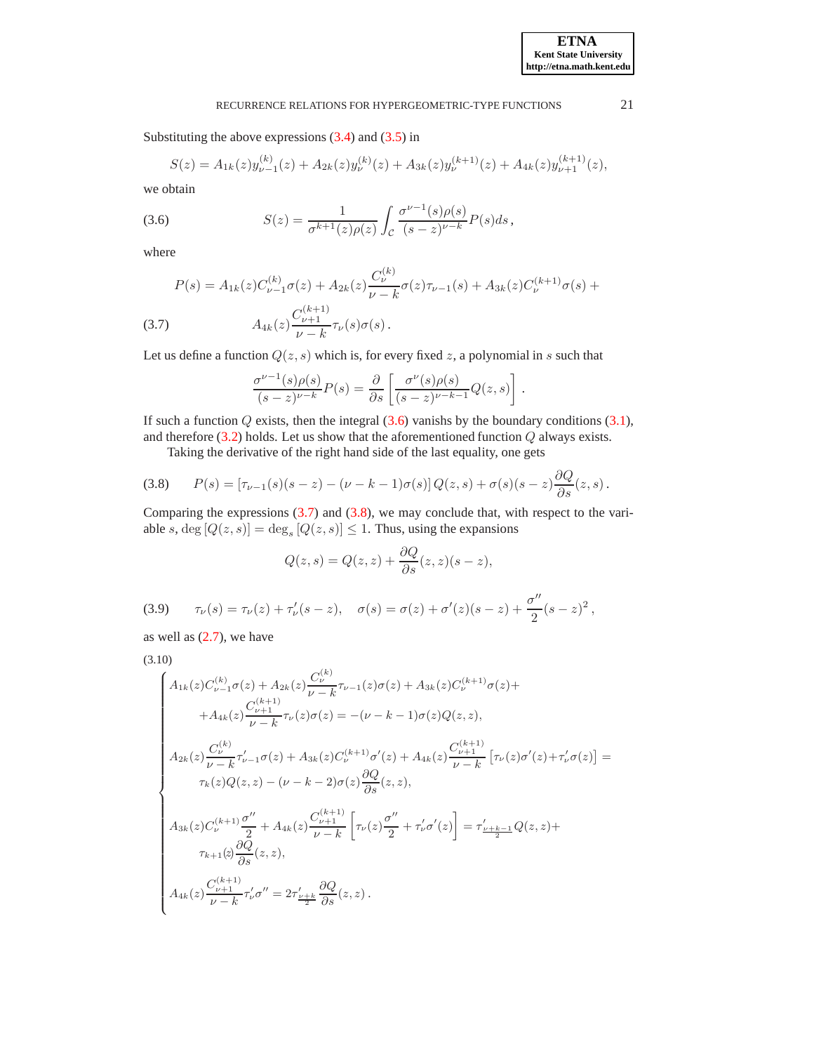Substituting the above expressions (3.4) and (3.5) in

$$S(z) = A_{1k}(z)y_{\nu-1}^{(k)}(z) + A_{2k}(z)y_{\nu}^{(k)}(z) + A_{3k}(z)y_{\nu}^{(k+1)}(z) + A_{4k}(z)y_{\nu+1}^{(k+1)}(z),$$

we obtain

$$S(z) = \frac{1}{\sigma^{k+1}(z)\rho(z)} \int_{\mathcal{C}} \frac{\sigma^{\nu-1}(s)\rho(s)}{(s-z)^{\nu-k}} P(s) ds \,, \tag{3.6}$$

where

$$P(s) = A_{1k}(z)C_{\nu-1}^{(k)}\sigma(z) + A_{2k}(z)\frac{C_{\nu}^{(k)}}{\nu-k}\sigma(z)\tau_{\nu-1}(s) + A_{3k}(z)C_{\nu}^{(k+1)}\sigma(s) + A_{4k}(z)\frac{C_{\nu+1}^{(k+1)}}{\nu-k}\tau_{\nu}(s)\sigma(s)\,. \tag{3.7}$$

Let us define a function $Q(z,s)$ which is, for every fixed $z$, a polynomial in $s$ such that

$$\frac{\sigma^{\nu-1}(s)\rho(s)}{(s-z)^{\nu-k}}P(s) = \frac{\partial}{\partial s}\left[\frac{\sigma^{\nu}(s)\rho(s)}{(s-z)^{\nu-k-1}}Q(z,s)\right].$$

If such a function $Q$ exists, then the integral (3.6) vanishs by the boundary conditions (3.1), and therefore (3.2) holds. Let us show that the aforementioned function $Q$ always exists.

Taking the derivative of the right hand side of the last equality, one gets

$$P(s) = \left[\tau_{\nu-1}(s)(s-z) - (\nu-k-1)\sigma(s)\right]Q(z,s) + \sigma(s)(s-z)\frac{\partial Q}{\partial s}(z,s)\,. \tag{3.8}$$

Comparing the expressions (3.7) and (3.8), we may conclude that, with respect to the variable $s$, $\deg\left[Q(z,s)\right] = \deg_s\left[Q(z,s)\right] \le 1$. Thus, using the expansions

$$Q(z,s) = Q(z,z) + \frac{\partial Q}{\partial s}(z,z)(s-z),$$

$$\tau_{\nu}(s) = \tau_{\nu}(z) + \tau_{\nu}'(s-z), \quad \sigma(s) = \sigma(z) + \sigma'(z)(s-z) + \frac{\sigma''}{2}(s-z)^2\,, \tag{3.9}$$

as well as (2.7), we have

$$\begin{cases} A_{1k}(z)C_{\nu-1}^{(k)}\sigma(z) + A_{2k}(z)\dfrac{C_{\nu}^{(k)}}{\nu-k}\tau_{\nu-1}(z)\sigma(z) + A_{3k}(z)C_{\nu}^{(k+1)}\sigma(z) + \\ \qquad + A_{4k}(z)\dfrac{C_{\nu+1}^{(k+1)}}{\nu-k}\tau_{\nu}(z)\sigma(z) = -(\nu-k-1)\sigma(z)Q(z,z), \\ A_{2k}(z)\dfrac{C_{\nu}^{(k)}}{\nu-k}\tau_{\nu-1}'\sigma(z) + A_{3k}(z)C_{\nu}^{(k+1)}\sigma'(z) + A_{4k}(z)\dfrac{C_{\nu+1}^{(k+1)}}{\nu-k}\left[\tau_{\nu}(z)\sigma'(z)+\tau_{\nu}'\sigma(z)\right] = \\ \qquad \tau_k(z)Q(z,z) - (\nu-k-2)\sigma(z)\dfrac{\partial Q}{\partial s}(z,z), \\ A_{3k}(z)C_{\nu}^{(k+1)}\dfrac{\sigma''}{2} + A_{4k}(z)\dfrac{C_{\nu+1}^{(k+1)}}{\nu-k}\left[\tau_{\nu}(z)\dfrac{\sigma''}{2} + \tau_{\nu}'\sigma'(z)\right] = \tau_{\frac{\nu+k-1}{2}}'Q(z,z) + \\ \qquad \tau_{k+1}(z)\dfrac{\partial Q}{\partial s}(z,z), \\ A_{4k}(z)\dfrac{C_{\nu+1}^{(k+1)}}{\nu-k}\tau_{\nu}'\sigma'' = 2\tau_{\frac{\nu+k}{2}}'\dfrac{\partial Q}{\partial s}(z,z)\,. \end{cases} \tag{3.10}$$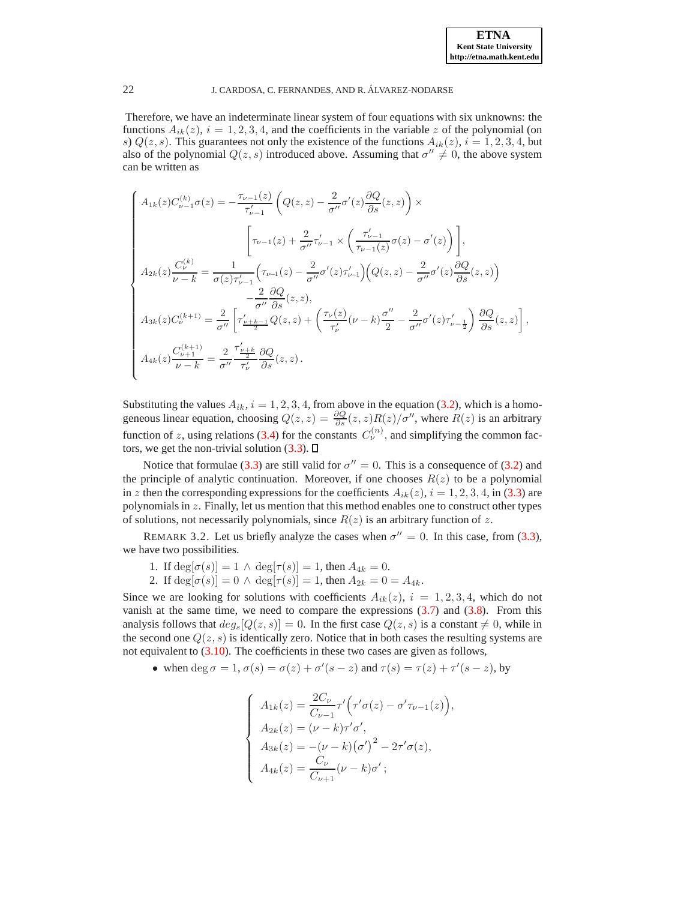Therefore, we have an indeterminate linear system of four equations with six unknowns: the functions $A_{ik}(z)$, $i = 1, 2, 3, 4$, and the coefficients in the variable $z$ of the polynomial (on $s$) $Q(z, s)$. This guarantees not only the existence of the functions $A_{ik}(z)$, $i = 1, 2, 3, 4$, but also of the polynomial $Q(z, s)$ introduced above. Assuming that $\sigma'' \neq 0$, the above system can be written as

$$
\begin{cases}
A_{1k}(z)C_{\nu-1}^{(k)}\sigma(z) = -\dfrac{\tau_{\nu-1}(z)}{\tau'_{\nu-1}}\left(Q(z,z) - \dfrac{2}{\sigma''}\sigma'(z)\dfrac{\partial Q}{\partial s}(z,z)\right) \times \\
\qquad\qquad\left[\tau_{\nu-1}(z) + \dfrac{2}{\sigma''}\tau'_{\nu-1} \times \left(\dfrac{\tau'_{\nu-1}}{\tau_{\nu-1}(z)}\sigma(z) - \sigma'(z)\right)\right], \\
A_{2k}(z)\dfrac{C_{\nu}^{(k)}}{\nu-k} = \dfrac{1}{\sigma(z)\tau'_{\nu-1}}\Big(\tau_{\nu-1}(z) - \dfrac{2}{\sigma''}\sigma'(z)\tau'_{\nu-1}\Big)\Big(Q(z,z) - \dfrac{2}{\sigma''}\sigma'(z)\dfrac{\partial Q}{\partial s}(z,z)\Big) \\
\qquad\qquad -\dfrac{2}{\sigma''}\dfrac{\partial Q}{\partial s}(z,z), \\
A_{3k}(z)C_{\nu}^{(k+1)} = \dfrac{2}{\sigma''}\left[\tau'_{\frac{\nu+k-1}{2}}Q(z,z) + \left(\dfrac{\tau_\nu(z)}{\tau'_\nu}(\nu-k)\dfrac{\sigma''}{2} - \dfrac{2}{\sigma''}\sigma'(z)\tau'_{\nu-\frac{1}{2}}\right)\dfrac{\partial Q}{\partial s}(z,z)\right], \\
A_{4k}(z)\dfrac{C_{\nu+1}^{(k+1)}}{\nu-k} = \dfrac{2}{\sigma''}\dfrac{\tau'_{\frac{\nu+k}{2}}}{\tau'_\nu}\dfrac{\partial Q}{\partial s}(z,z).
\end{cases}
$$

Substituting the values $A_{ik}$, $i = 1, 2, 3, 4$, from above in the equation (3.2), which is a homogeneous linear equation, choosing $Q(z,z) = \frac{\partial Q}{\partial s}(z,z)R(z)/\sigma''$, where $R(z)$ is an arbitrary function of $z$, using relations (3.4) for the constants $C_\nu^{(n)}$, and simplifying the common factors, we get the non-trivial solution (3.3). □

Notice that formulae (3.3) are still valid for $\sigma'' = 0$. This is a consequence of (3.2) and the principle of analytic continuation. Moreover, if one chooses $R(z)$ to be a polynomial in $z$ then the corresponding expressions for the coefficients $A_{ik}(z)$, $i = 1, 2, 3, 4$, in (3.3) are polynomials in $z$. Finally, let us mention that this method enables one to construct other types of solutions, not necessarily polynomials, since $R(z)$ is an arbitrary function of $z$.

REMARK 3.2. Let us briefly analyze the cases when $\sigma'' = 0$. In this case, from (3.3), we have two possibilities.

1. If $\deg[\sigma(s)] = 1 \wedge \deg[\tau(s)] = 1$, then $A_{4k} = 0$.
2. If $\deg[\sigma(s)] = 0 \wedge \deg[\tau(s)] = 1$, then $A_{2k} = 0 = A_{4k}$.

Since we are looking for solutions with coefficients $A_{ik}(z)$, $i = 1, 2, 3, 4$, which do not vanish at the same time, we need to compare the expressions (3.7) and (3.8). From this analysis follows that $deg_s[Q(z,s)] = 0$. In the first case $Q(z,s)$ is a constant $\neq 0$, while in the second one $Q(z,s)$ is identically zero. Notice that in both cases the resulting systems are not equivalent to (3.10). The coefficients in these two cases are given as follows,

- when $\deg\sigma = 1$, $\sigma(s) = \sigma(z) + \sigma'(s-z)$ and $\tau(s) = \tau(z) + \tau'(s-z)$, by

$$
\begin{cases}
A_{1k}(z) = \dfrac{2C_\nu}{C_{\nu-1}}\tau'\Big(\tau'\sigma(z) - \sigma'\tau_{\nu-1}(z)\Big), \\
A_{2k}(z) = (\nu-k)\tau'\sigma', \\
A_{3k}(z) = -(\nu-k)\big(\sigma'\big)^2 - 2\tau'\sigma(z), \\
A_{4k}(z) = \dfrac{C_\nu}{C_{\nu+1}}(\nu-k)\sigma'\,;
\end{cases}
$$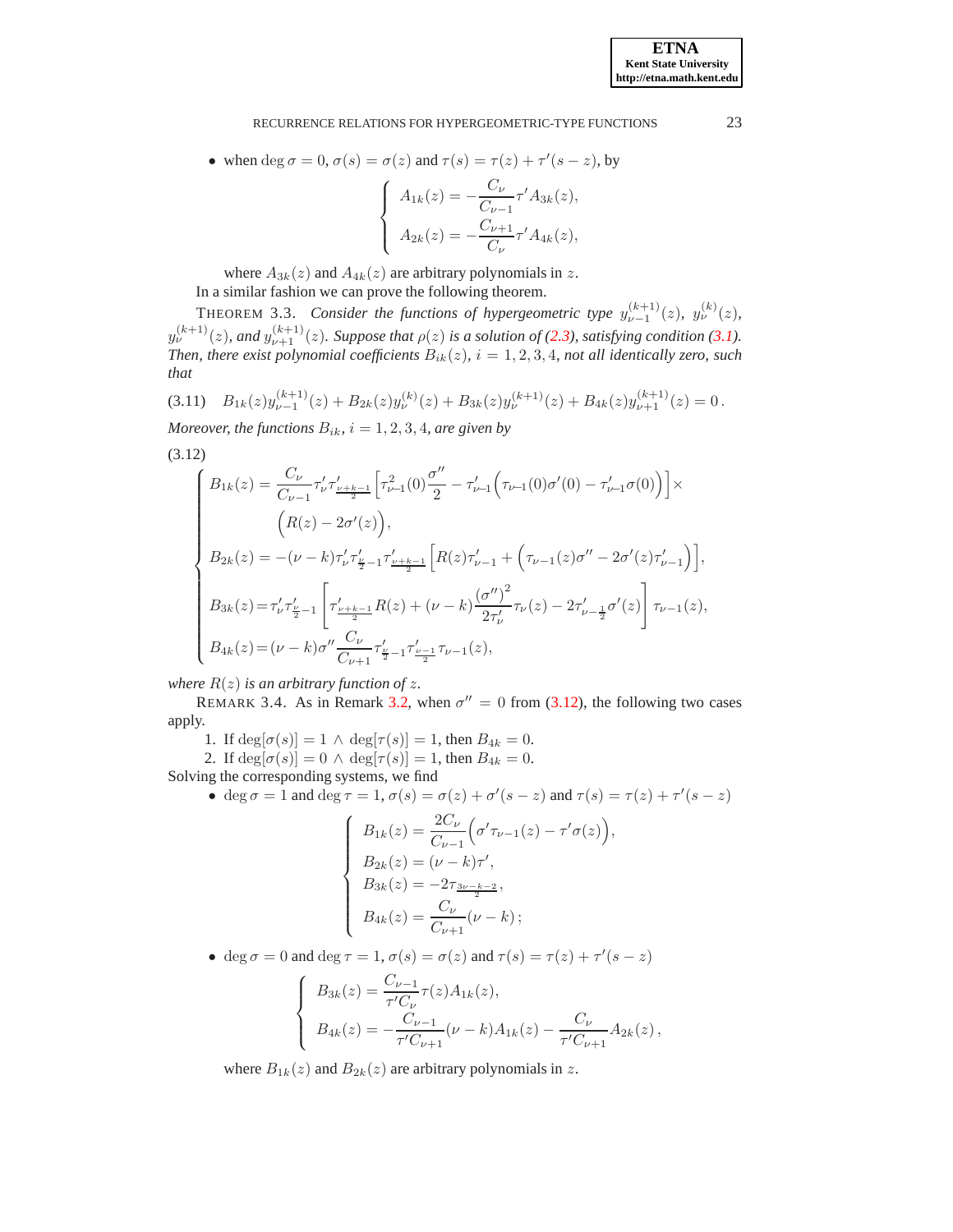- when $\deg \sigma = 0$, $\sigma(s) = \sigma(z)$ and $\tau(s) = \tau(z) + \tau'(s - z)$, by

$$
\begin{cases}
A_{1k}(z) = -\dfrac{C_\nu}{C_{\nu-1}} \tau' A_{3k}(z), \\[2mm]
A_{2k}(z) = -\dfrac{C_{\nu+1}}{C_\nu} \tau' A_{4k}(z),
\end{cases}
$$

  where $A_{3k}(z)$ and $A_{4k}(z)$ are arbitrary polynomials in $z$.

In a similar fashion we can prove the following theorem.

THEOREM 3.3. *Consider the functions of hypergeometric type $y_{\nu-1}^{(k+1)}(z)$, $y_\nu^{(k)}(z)$, $y_\nu^{(k+1)}(z)$, and $y_{\nu+1}^{(k+1)}(z)$. Suppose that $\rho(z)$ is a solution of (2.3), satisfying condition (3.1). Then, there exist polynomial coefficients $B_{ik}(z)$, $i = 1, 2, 3, 4$, not all identically zero, such that*

$$
B_{1k}(z) y_{\nu-1}^{(k+1)}(z) + B_{2k}(z) y_\nu^{(k)}(z) + B_{3k}(z) y_\nu^{(k+1)}(z) + B_{4k}(z) y_{\nu+1}^{(k+1)}(z) = 0 . \tag{3.11}
$$

*Moreover, the functions $B_{ik}$, $i = 1, 2, 3, 4$, are given by*

$$
\begin{cases}
B_{1k}(z) = \dfrac{C_\nu}{C_{\nu-1}} \tau'_\nu \tau'_{\frac{\nu+k-1}{2}} \left[ \tau_{\nu-1}^2(0) \dfrac{\sigma''}{2} - \tau'_{\nu-1} \Big( \tau_{\nu-1}(0) \sigma'(0) - \tau'_{\nu-1} \sigma(0) \Big) \right] \times \\[2mm]
\qquad\qquad \Big( R(z) - 2\sigma'(z) \Big), \\[2mm]
B_{2k}(z) = -(\nu - k) \tau'_\nu \tau'_{\frac{\nu}{2}-1} \tau'_{\frac{\nu+k-1}{2}} \left[ R(z) \tau'_{\nu-1} + \Big( \tau_{\nu-1}(z) \sigma'' - 2\sigma'(z) \tau'_{\nu-1} \Big) \right], \\[2mm]
B_{3k}(z) = \tau'_\nu \tau'_{\frac{\nu}{2}-1} \left[ \tau'_{\frac{\nu+k-1}{2}} R(z) + (\nu - k) \dfrac{(\sigma'')^2}{2\tau'_\nu} \tau_\nu(z) - 2\tau'_{\nu-\frac{1}{2}} \sigma'(z) \right] \tau_{\nu-1}(z), \\[2mm]
B_{4k}(z) = (\nu - k) \sigma'' \dfrac{C_\nu}{C_{\nu+1}} \tau'_{\frac{\nu}{2}-1} \tau'_{\frac{\nu-1}{2}} \tau_{\nu-1}(z),
\end{cases} \tag{3.12}
$$

*where $R(z)$ is an arbitrary function of $z$.*

REMARK 3.4. As in Remark 3.2, when $\sigma'' = 0$ from (3.12), the following two cases apply.

1. If $\deg[\sigma(s)] = 1 \wedge \deg[\tau(s)] = 1$, then $B_{4k} = 0$.
2. If $\deg[\sigma(s)] = 0 \wedge \deg[\tau(s)] = 1$, then $B_{4k} = 0$.

Solving the corresponding systems, we find

- $\deg \sigma = 1$ and $\deg \tau = 1$, $\sigma(s) = \sigma(z) + \sigma'(s - z)$ and $\tau(s) = \tau(z) + \tau'(s - z)$

$$
\begin{cases}
B_{1k}(z) = \dfrac{2C_\nu}{C_{\nu-1}} \Big( \sigma' \tau_{\nu-1}(z) - \tau' \sigma(z) \Big), \\[2mm]
B_{2k}(z) = (\nu - k) \tau', \\[2mm]
B_{3k}(z) = -2\tau_{\frac{3\nu-k-2}{2}}, \\[2mm]
B_{4k}(z) = \dfrac{C_\nu}{C_{\nu+1}} (\nu - k) \, ;
\end{cases}
$$

- $\deg \sigma = 0$ and $\deg \tau = 1$, $\sigma(s) = \sigma(z)$ and $\tau(s) = \tau(z) + \tau'(s - z)$

$$
\begin{cases}
B_{3k}(z) = \dfrac{C_{\nu-1}}{\tau' C_\nu} \tau(z) A_{1k}(z), \\[2mm]
B_{4k}(z) = -\dfrac{C_{\nu-1}}{\tau' C_{\nu+1}} (\nu - k) A_{1k}(z) - \dfrac{C_\nu}{\tau' C_{\nu+1}} A_{2k}(z) \, ,
\end{cases}
$$

  where $B_{1k}(z)$ and $B_{2k}(z)$ are arbitrary polynomials in $z$.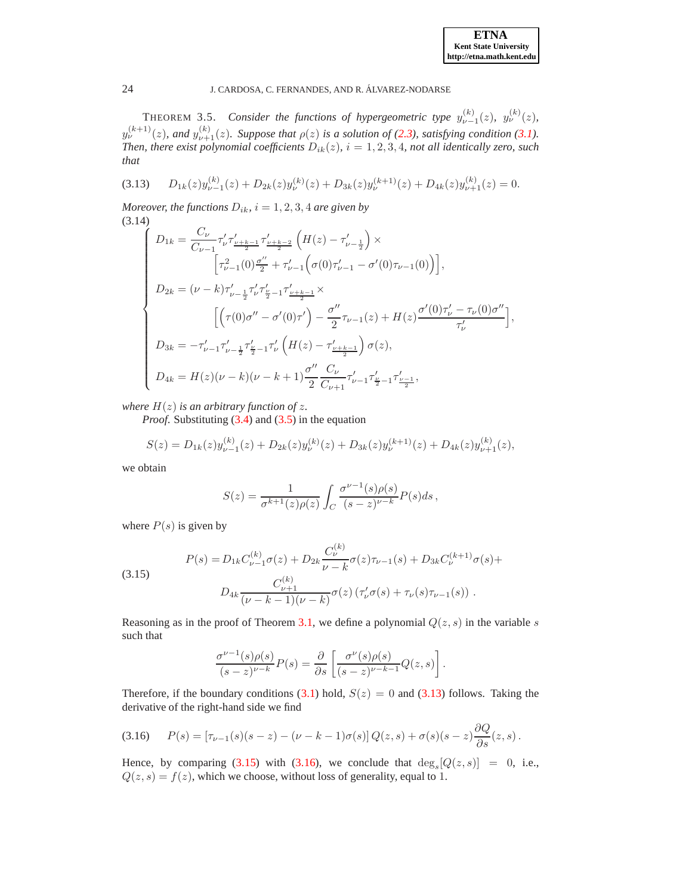THEOREM 3.5. *Consider the functions of hypergeometric type $y_{\nu-1}^{(k)}(z)$, $y_{\nu}^{(k)}(z)$, $y_{\nu}^{(k+1)}(z)$, and $y_{\nu+1}^{(k)}(z)$. Suppose that $\rho(z)$ is a solution of (2.3), satisfying condition (3.1). Then, there exist polynomial coefficients $D_{ik}(z)$, $i = 1, 2, 3, 4$, not all identically zero, such that*

$$
D_{1k}(z)y_{\nu-1}^{(k)}(z) + D_{2k}(z)y_{\nu}^{(k)}(z) + D_{3k}(z)y_{\nu}^{(k+1)}(z) + D_{4k}(z)y_{\nu+1}^{(k)}(z) = 0. \tag{3.13}
$$

*Moreover, the functions $D_{ik}$, $i = 1, 2, 3, 4$ are given by*

$$
\left\{
\begin{aligned}
D_{1k} &= \frac{C_\nu}{C_{\nu-1}} \tau'_\nu \tau'_{\frac{\nu+k-1}{2}} \tau'_{\frac{\nu+k-2}{2}} \left( H(z) - \tau'_{\nu-\frac{1}{2}} \right) \times \\
&\qquad \left[ \tau_{\nu-1}^2(0) \tfrac{\sigma''}{2} + \tau'_{\nu-1}\Big( \sigma(0)\tau'_{\nu-1} - \sigma'(0)\tau_{\nu-1}(0) \Big) \right], \\
D_{2k} &= (\nu - k)\tau'_{\nu-\frac{1}{2}} \tau'_\nu \tau'_{\frac{\nu}{2}-1} \tau'_{\frac{\nu+k-1}{2}} \times \\
&\qquad \left[ \Big( \tau(0)\sigma'' - \sigma'(0)\tau' \Big) - \frac{\sigma''}{2}\tau_{\nu-1}(z) + H(z) \frac{\sigma'(0)\tau'_\nu - \tau_\nu(0)\sigma''}{\tau'_\nu} \right], \\
D_{3k} &= -\tau'_{\nu-1}\tau'_{\nu-\frac{1}{2}}\tau'_{\frac{\nu}{2}-1}\tau'_\nu \left( H(z) - \tau'_{\frac{\nu+k-1}{2}} \right) \sigma(z), \\
D_{4k} &= H(z)(\nu - k)(\nu - k + 1)\frac{\sigma''}{2} \frac{C_\nu}{C_{\nu+1}} \tau'_{\nu-1}\tau'_{\frac{\nu}{2}-1}\tau'_{\frac{\nu-1}{2}},
\end{aligned}
\right. \tag{3.14}
$$

*where $H(z)$ is an arbitrary function of $z$.*

*Proof.* Substituting (3.4) and (3.5) in the equation

$$
S(z) = D_{1k}(z)y_{\nu-1}^{(k)}(z) + D_{2k}(z)y_{\nu}^{(k)}(z) + D_{3k}(z)y_{\nu}^{(k+1)}(z) + D_{4k}(z)y_{\nu+1}^{(k)}(z),
$$

we obtain

$$
S(z) = \frac{1}{\sigma^{k+1}(z)\rho(z)} \int_C \frac{\sigma^{\nu-1}(s)\rho(s)}{(s-z)^{\nu-k}} P(s)ds \,,
$$

where $P(s)$ is given by

$$
\begin{aligned}
P(s) = {} & D_{1k}C_{\nu-1}^{(k)}\sigma(z) + D_{2k}\frac{C_\nu^{(k)}}{\nu - k}\sigma(z)\tau_{\nu-1}(s) + D_{3k}C_\nu^{(k+1)}\sigma(s) + \\
& D_{4k}\frac{C_{\nu+1}^{(k)}}{(\nu-k-1)(\nu-k)}\sigma(z)\left(\tau'_\nu\sigma(s) + \tau_\nu(s)\tau_{\nu-1}(s)\right) .
\end{aligned} \tag{3.15}
$$

Reasoning as in the proof of Theorem 3.1, we define a polynomial $Q(z, s)$ in the variable $s$ such that

$$
\frac{\sigma^{\nu-1}(s)\rho(s)}{(s-z)^{\nu-k}} P(s) = \frac{\partial}{\partial s}\left[ \frac{\sigma^\nu(s)\rho(s)}{(s-z)^{\nu-k-1}} Q(z, s) \right].
$$

Therefore, if the boundary conditions (3.1) hold, $S(z) = 0$ and (3.13) follows. Taking the derivative of the right-hand side we find

$$
P(s) = \left[ \tau_{\nu-1}(s)(s-z) - (\nu-k-1)\sigma(s) \right] Q(z, s) + \sigma(s)(s-z)\frac{\partial Q}{\partial s}(z, s) \,. \tag{3.16}
$$

Hence, by comparing (3.15) with (3.16), we conclude that $\deg_s[Q(z, s)] = 0$, i.e., $Q(z, s) = f(z)$, which we choose, without loss of generality, equal to 1.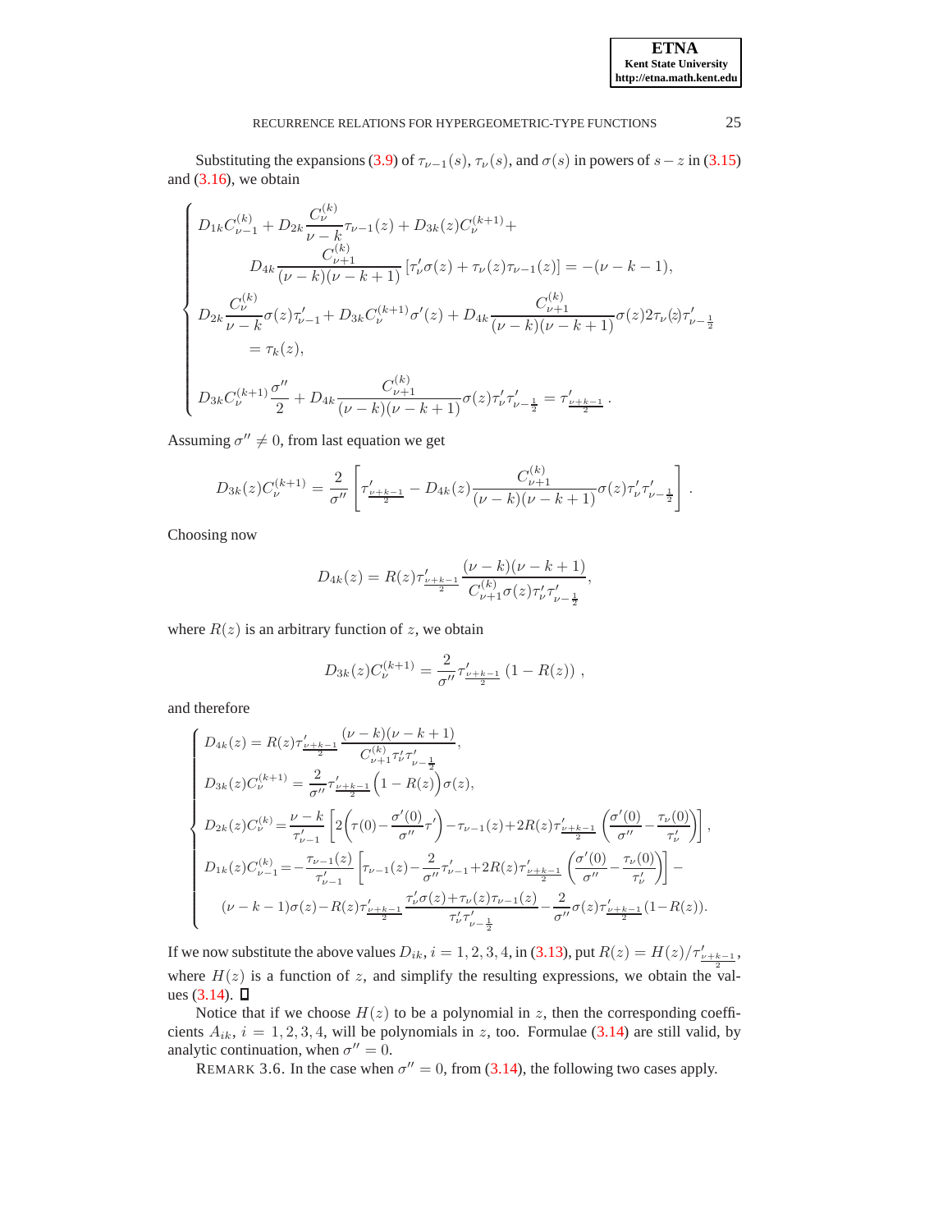Substituting the expansions (3.9) of $\tau_{\nu-1}(s)$, $\tau_\nu(s)$, and $\sigma(s)$ in powers of $s-z$ in (3.15) and (3.16), we obtain

$$
\begin{cases}
D_{1k}C_{\nu-1}^{(k)} + D_{2k}\dfrac{C_\nu^{(k)}}{\nu-k}\tau_{\nu-1}(z) + D_{3k}(z)C_\nu^{(k+1)} + \\
\qquad D_{4k}\dfrac{C_{\nu+1}^{(k)}}{(\nu-k)(\nu-k+1)}\left[\tau_\nu'\sigma(z)+\tau_\nu(z)\tau_{\nu-1}(z)\right] = -(\nu-k-1), \\
D_{2k}\dfrac{C_\nu^{(k)}}{\nu-k}\sigma(z)\tau_{\nu-1}' + D_{3k}C_\nu^{(k+1)}\sigma'(z) + D_{4k}\dfrac{C_{\nu+1}^{(k)}}{(\nu-k)(\nu-k+1)}\sigma(z)2\tau_\nu(z)\tau_{\nu-\frac{1}{2}}' \\
\qquad = \tau_k(z), \\
D_{3k}C_\nu^{(k+1)}\dfrac{\sigma''}{2} + D_{4k}\dfrac{C_{\nu+1}^{(k)}}{(\nu-k)(\nu-k+1)}\sigma(z)\tau_\nu'\tau_{\nu-\frac{1}{2}}' = \tau'_{\frac{\nu+k-1}{2}}.
\end{cases}
$$

Assuming $\sigma''\neq 0$, from last equation we get

$$
D_{3k}(z)C_\nu^{(k+1)} = \frac{2}{\sigma''}\left[\tau'_{\frac{\nu+k-1}{2}} - D_{4k}(z)\frac{C_{\nu+1}^{(k)}}{(\nu-k)(\nu-k+1)}\sigma(z)\tau_\nu'\tau_{\nu-\frac{1}{2}}'\right].
$$

Choosing now

$$
D_{4k}(z) = R(z)\tau'_{\frac{\nu+k-1}{2}}\frac{(\nu-k)(\nu-k+1)}{C_{\nu+1}^{(k)}\sigma(z)\tau_\nu'\tau_{\nu-\frac{1}{2}}'},
$$

where $R(z)$ is an arbitrary function of $z$, we obtain

$$
D_{3k}(z)C_\nu^{(k+1)} = \frac{2}{\sigma''}\tau'_{\frac{\nu+k-1}{2}}\left(1-R(z)\right),
$$

and therefore

$$
\begin{cases}
D_{4k}(z) = R(z)\tau'_{\frac{\nu+k-1}{2}}\dfrac{(\nu-k)(\nu-k+1)}{C_{\nu+1}^{(k)}\tau_\nu'\tau_{\nu-\frac{1}{2}}'}, \\
D_{3k}(z)C_\nu^{(k+1)} = \dfrac{2}{\sigma''}\tau'_{\frac{\nu+k-1}{2}}\Big(1-R(z)\Big)\sigma(z), \\
D_{2k}(z)C_\nu^{(k)} = \dfrac{\nu-k}{\tau_{\nu-1}'}\left[2\left(\tau(0)-\dfrac{\sigma'(0)}{\sigma''}\tau'\right)-\tau_{\nu-1}(z)+2R(z)\tau'_{\frac{\nu+k-1}{2}}\left(\dfrac{\sigma'(0)}{\sigma''}-\dfrac{\tau_\nu(0)}{\tau_\nu'}\right)\right], \\
D_{1k}(z)C_{\nu-1}^{(k)} = -\dfrac{\tau_{\nu-1}(z)}{\tau_{\nu-1}'}\left[\tau_{\nu-1}(z)-\dfrac{2}{\sigma''}\tau_{\nu-1}'+2R(z)\tau'_{\frac{\nu+k-1}{2}}\left(\dfrac{\sigma'(0)}{\sigma''}-\dfrac{\tau_\nu(0)}{\tau_\nu'}\right)\right]- \\
\qquad (\nu-k-1)\sigma(z)-R(z)\tau'_{\frac{\nu+k-1}{2}}\dfrac{\tau_\nu'\sigma(z)+\tau_\nu(z)\tau_{\nu-1}(z)}{\tau_\nu'\tau_{\nu-\frac{1}{2}}'}-\dfrac{2}{\sigma''}\sigma(z)\tau'_{\frac{\nu+k-1}{2}}(1-R(z)).
\end{cases}
$$

If we now substitute the above values $D_{ik}$, $i=1,2,3,4$, in (3.13), put $R(z)=H(z)/\tau'_{\frac{\nu+k-1}{2}}$, where $H(z)$ is a function of $z$, and simplify the resulting expressions, we obtain the values (3.14). □

Notice that if we choose $H(z)$ to be a polynomial in $z$, then the corresponding coefficients $A_{ik}$, $i=1,2,3,4$, will be polynomials in $z$, too. Formulae (3.14) are still valid, by analytic continuation, when $\sigma''=0$.

REMARK 3.6. In the case when $\sigma''=0$, from (3.14), the following two cases apply.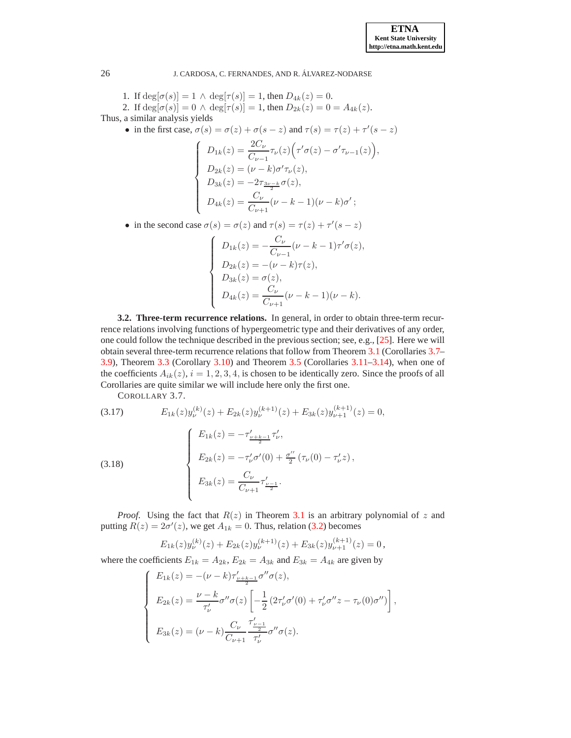1. If $\deg[\sigma(s)] = 1 \wedge \deg[\tau(s)] = 1$, then $D_{4k}(z) = 0$.
2. If $\deg[\sigma(s)] = 0 \wedge \deg[\tau(s)] = 1$, then $D_{2k}(z) = 0 = A_{4k}(z)$.

Thus, a similar analysis yields

- in the first case, $\sigma(s) = \sigma(z) + \sigma(s-z)$ and $\tau(s) = \tau(z) + \tau'(s-z)$

$$
\begin{cases}
D_{1k}(z) = \dfrac{2C_\nu}{C_{\nu-1}} \tau_\nu(z)\Big(\tau'\sigma(z) - \sigma'\tau_{\nu-1}(z)\Big), \\
D_{2k}(z) = (\nu-k)\sigma'\tau_\nu(z), \\
D_{3k}(z) = -2\tau_{\frac{3\nu-k}{2}}\sigma(z), \\
D_{4k}(z) = \dfrac{C_\nu}{C_{\nu+1}}(\nu-k-1)(\nu-k)\sigma'\,;
\end{cases}
$$

- in the second case $\sigma(s) = \sigma(z)$ and $\tau(s) = \tau(z) + \tau'(s-z)$

$$
\begin{cases}
D_{1k}(z) = -\dfrac{C_\nu}{C_{\nu-1}}(\nu-k-1)\tau'\sigma(z), \\
D_{2k}(z) = -(\nu-k)\tau(z), \\
D_{3k}(z) = \sigma(z), \\
D_{4k}(z) = \dfrac{C_\nu}{C_{\nu+1}}(\nu-k-1)(\nu-k).
\end{cases}
$$

**3.2. Three-term recurrence relations.** In general, in order to obtain three-term recurrence relations involving functions of hypergeometric type and their derivatives of any order, one could follow the technique described in the previous section; see, e.g., [25]. Here we will obtain several three-term recurrence relations that follow from Theorem 3.1 (Corollaries 3.7–3.9), Theorem 3.3 (Corollary 3.10) and Theorem 3.5 (Corollaries 3.11–3.14), when one of the coefficients $A_{ik}(z)$, $i = 1, 2, 3, 4$, is chosen to be identically zero. Since the proofs of all Corollaries are quite similar we will include here only the first one.

COROLLARY 3.7.

$$
E_{1k}(z)y_\nu^{(k)}(z) + E_{2k}(z)y_\nu^{(k+1)}(z) + E_{3k}(z)y_{\nu+1}^{(k+1)}(z) = 0, \tag{3.17}
$$

$$
\begin{cases}
E_{1k}(z) = -\tau'_{\frac{\nu+k-1}{2}}\tau'_\nu, \\[2mm]
E_{2k}(z) = -\tau'_\nu\sigma'(0) + \frac{\sigma''}{2}\left(\tau_\nu(0) - \tau'_\nu z\right), \\[2mm]
E_{3k}(z) = \dfrac{C_\nu}{C_{\nu+1}}\tau'_{\frac{\nu-1}{2}}.
\end{cases} \tag{3.18}
$$

*Proof.* Using the fact that $R(z)$ in Theorem 3.1 is an arbitrary polynomial of $z$ and putting $R(z) = 2\sigma'(z)$, we get $A_{1k} = 0$. Thus, relation (3.2) becomes

$$
E_{1k}(z)y_\nu^{(k)}(z) + E_{2k}(z)y_\nu^{(k+1)}(z) + E_{3k}(z)y_{\nu+1}^{(k+1)}(z) = 0\,,
$$

where the coefficients $E_{1k} = A_{2k}$, $E_{2k} = A_{3k}$ and $E_{3k} = A_{4k}$ are given by

$$
\begin{cases}
E_{1k}(z) = -(\nu-k)\tau'_{\frac{\nu+k-1}{2}}\sigma''\sigma(z), \\[2mm]
E_{2k}(z) = \dfrac{\nu-k}{\tau'_\nu}\sigma''\sigma(z)\left[-\dfrac{1}{2}\left(2\tau'_\nu\sigma'(0) + \tau'_\nu\sigma''z - \tau_\nu(0)\sigma''\right)\right], \\[2mm]
E_{3k}(z) = (\nu-k)\dfrac{C_\nu}{C_{\nu+1}}\dfrac{\tau'_{\frac{\nu-1}{2}}}{\tau'_\nu}\sigma''\sigma(z).
\end{cases}
$$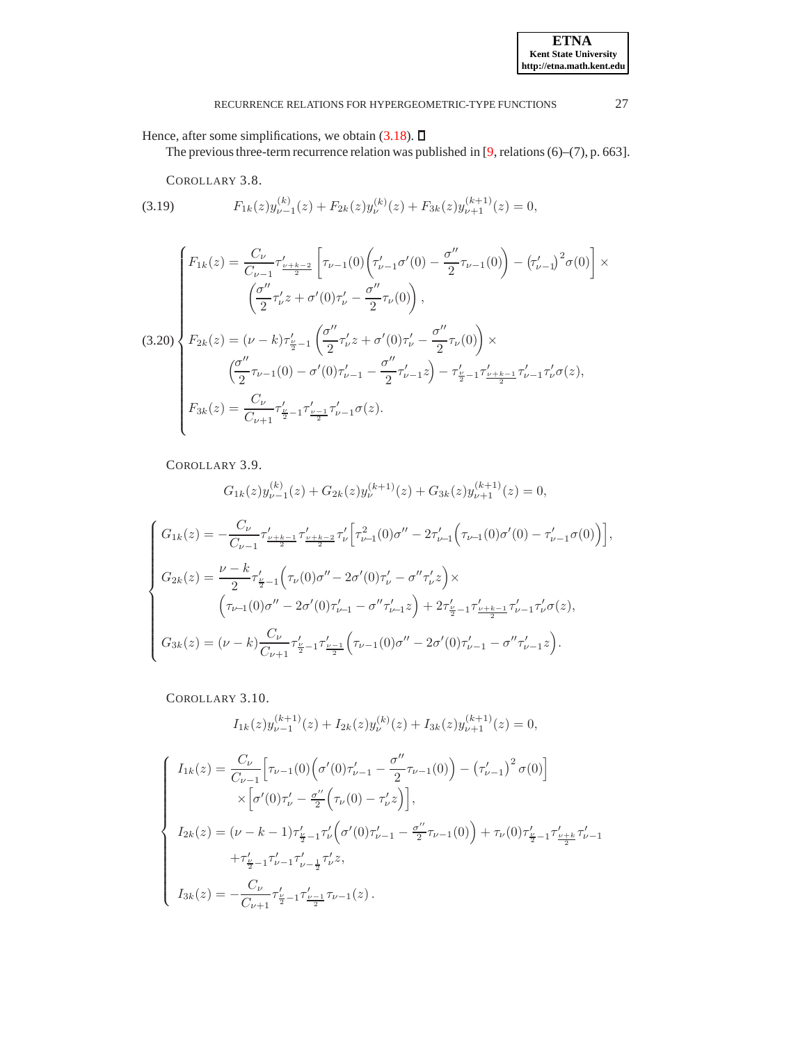Hence, after some simplifications, we obtain (3.18). ☐

The previous three-term recurrence relation was published in [9, relations (6)–(7), p. 663].

COROLLARY 3.8.

$$
F_{1k}(z)y^{(k)}_{\nu-1}(z) + F_{2k}(z)y^{(k)}_{\nu}(z) + F_{3k}(z)y^{(k+1)}_{\nu+1}(z) = 0, \tag{3.19}
$$

$$
\begin{cases}
F_{1k}(z) = \dfrac{C_\nu}{C_{\nu-1}}\tau'_{\frac{\nu+k-2}{2}}\left[\tau_{\nu-1}(0)\left(\tau'_{\nu-1}\sigma'(0) - \dfrac{\sigma''}{2}\tau_{\nu-1}(0)\right) - \left(\tau'_{\nu-1}\right)^2\sigma(0)\right]\times \\
\qquad\qquad \left(\dfrac{\sigma''}{2}\tau'_\nu z + \sigma'(0)\tau'_\nu - \dfrac{\sigma''}{2}\tau_\nu(0)\right), \\
F_{2k}(z) = (\nu-k)\tau'_{\frac{\nu}{2}-1}\left(\dfrac{\sigma''}{2}\tau'_\nu z + \sigma'(0)\tau'_\nu - \dfrac{\sigma''}{2}\tau_\nu(0)\right)\times \\
\qquad\qquad \left(\dfrac{\sigma''}{2}\tau_{\nu-1}(0) - \sigma'(0)\tau'_{\nu-1} - \dfrac{\sigma''}{2}\tau'_{\nu-1}z\right) - \tau'_{\frac{\nu}{2}-1}\tau'_{\frac{\nu+k-1}{2}}\tau'_{\nu-1}\tau'_\nu\sigma(z), \\
F_{3k}(z) = \dfrac{C_\nu}{C_{\nu+1}}\tau'_{\frac{\nu}{2}-1}\tau'_{\frac{\nu-1}{2}}\tau'_{\nu-1}\sigma(z).
\end{cases} \tag{3.20}
$$

COROLLARY 3.9.

$$
G_{1k}(z)y^{(k)}_{\nu-1}(z) + G_{2k}(z)y^{(k+1)}_{\nu}(z) + G_{3k}(z)y^{(k+1)}_{\nu+1}(z) = 0,
$$

$$
\begin{cases}
G_{1k}(z) = -\dfrac{C_\nu}{C_{\nu-1}}\tau'_{\frac{\nu+k-1}{2}}\tau'_{\frac{\nu+k-2}{2}}\tau'_\nu\Big[\tau^2_{\nu-1}(0)\sigma'' - 2\tau'_{\nu-1}\Big(\tau_{\nu-1}(0)\sigma'(0) - \tau'_{\nu-1}\sigma(0)\Big)\Big], \\
G_{2k}(z) = \dfrac{\nu-k}{2}\tau'_{\frac{\nu}{2}-1}\Big(\tau_\nu(0)\sigma'' - 2\sigma'(0)\tau'_\nu - \sigma''\tau'_\nu z\Big)\times \\
\qquad\qquad \Big(\tau_{\nu-1}(0)\sigma'' - 2\sigma'(0)\tau'_{\nu-1} - \sigma''\tau'_{\nu-1}z\Big) + 2\tau'_{\frac{\nu}{2}-1}\tau'_{\frac{\nu+k-1}{2}}\tau'_{\nu-1}\tau'_\nu\sigma(z), \\
G_{3k}(z) = (\nu-k)\dfrac{C_\nu}{C_{\nu+1}}\tau'_{\frac{\nu}{2}-1}\tau'_{\frac{\nu-1}{2}}\Big(\tau_{\nu-1}(0)\sigma'' - 2\sigma'(0)\tau'_{\nu-1} - \sigma''\tau'_{\nu-1}z\Big).
\end{cases}
$$

COROLLARY 3.10.

$$
I_{1k}(z)y^{(k+1)}_{\nu-1}(z) + I_{2k}(z)y^{(k)}_{\nu}(z) + I_{3k}(z)y^{(k+1)}_{\nu+1}(z) = 0,
$$

$$
\begin{cases}
I_{1k}(z) = \dfrac{C_\nu}{C_{\nu-1}}\Big[\tau_{\nu-1}(0)\Big(\sigma'(0)\tau'_{\nu-1} - \dfrac{\sigma''}{2}\tau_{\nu-1}(0)\Big) - \left(\tau'_{\nu-1}\right)^2\sigma(0)\Big] \\
\qquad\qquad \times\Big[\sigma'(0)\tau'_\nu - \frac{\sigma''}{2}\Big(\tau_\nu(0) - \tau'_\nu z\Big)\Big], \\
I_{2k}(z) = (\nu-k-1)\tau'_{\frac{\nu}{2}-1}\tau'_\nu\Big(\sigma'(0)\tau'_{\nu-1} - \frac{\sigma''}{2}\tau_{\nu-1}(0)\Big) + \tau_\nu(0)\tau'_{\frac{\nu}{2}-1}\tau'_{\frac{\nu+k}{2}}\tau'_{\nu-1} \\
\qquad\qquad +\tau'_{\frac{\nu}{2}-1}\tau'_{\nu-1}\tau'_{\nu-\frac{1}{2}}\tau'_\nu z, \\
I_{3k}(z) = -\dfrac{C_\nu}{C_{\nu+1}}\tau'_{\frac{\nu}{2}-1}\tau'_{\frac{\nu-1}{2}}\tau_{\nu-1}(z)\,.
\end{cases}
$$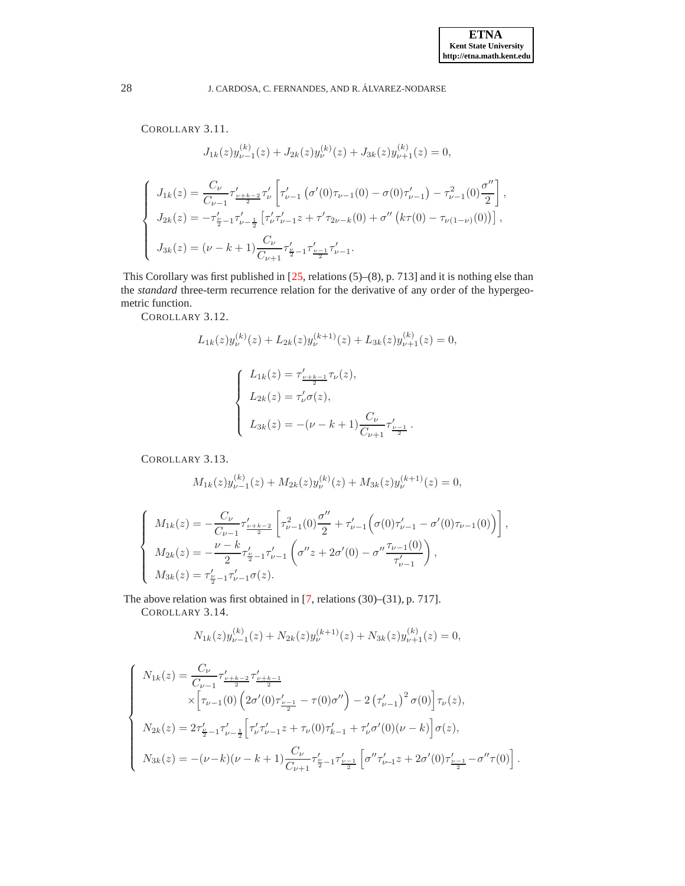COROLLARY 3.11.

$$J_{1k}(z)y^{(k)}_{\nu-1}(z) + J_{2k}(z)y^{(k)}_{\nu}(z) + J_{3k}(z)y^{(k)}_{\nu+1}(z) = 0,$$

$$\begin{cases} J_{1k}(z) = \dfrac{C_\nu}{C_{\nu-1}}\tau'_{\frac{\nu+k-2}{2}}\tau'_\nu\left[\tau'_{\nu-1}\left(\sigma'(0)\tau_{\nu-1}(0) - \sigma(0)\tau'_{\nu-1}\right) - \tau^2_{\nu-1}(0)\dfrac{\sigma''}{2}\right], \\ J_{2k}(z) = -\tau'_{\frac{\nu}{2}-1}\tau'_{\nu-\frac{1}{2}}\left[\tau'_\nu\tau'_{\nu-1}z + \tau'\tau_{2\nu-k}(0) + \sigma''\left(k\tau(0) - \tau_{\nu(1-\nu)}(0)\right)\right], \\ J_{3k}(z) = (\nu-k+1)\dfrac{C_\nu}{C_{\nu+1}}\tau'_{\frac{\nu}{2}-1}\tau'_{\frac{\nu-1}{2}}\tau'_{\nu-1}. \end{cases}$$

This Corollary was first published in [25, relations (5)–(8), p. 713] and it is nothing else than the *standard* three-term recurrence relation for the derivative of any order of the hypergeometric function.

COROLLARY 3.12.

$$L_{1k}(z)y^{(k)}_{\nu}(z) + L_{2k}(z)y^{(k+1)}_{\nu}(z) + L_{3k}(z)y^{(k)}_{\nu+1}(z) = 0,$$

$$\begin{cases} L_{1k}(z) = \tau'_{\frac{\nu+k-1}{2}}\tau_\nu(z), \\ L_{2k}(z) = \tau'_\nu\sigma(z), \\ L_{3k}(z) = -(\nu-k+1)\dfrac{C_\nu}{C_{\nu+1}}\tau'_{\frac{\nu-1}{2}}. \end{cases}$$

COROLLARY 3.13.

$$M_{1k}(z)y^{(k)}_{\nu-1}(z) + M_{2k}(z)y^{(k)}_{\nu}(z) + M_{3k}(z)y^{(k+1)}_{\nu}(z) = 0,$$

$$\begin{cases} M_{1k}(z) = -\dfrac{C_\nu}{C_{\nu-1}}\tau'_{\frac{\nu+k-2}{2}}\left[\tau^2_{\nu-1}(0)\dfrac{\sigma''}{2} + \tau'_{\nu-1}\Big(\sigma(0)\tau'_{\nu-1} - \sigma'(0)\tau_{\nu-1}(0)\Big)\right], \\ M_{2k}(z) = -\dfrac{\nu-k}{2}\tau'_{\frac{\nu}{2}-1}\tau'_{\nu-1}\left(\sigma''z + 2\sigma'(0) - \sigma''\dfrac{\tau_{\nu-1}(0)}{\tau'_{\nu-1}}\right), \\ M_{3k}(z) = \tau'_{\frac{\nu}{2}-1}\tau'_{\nu-1}\sigma(z). \end{cases}$$

The above relation was first obtained in [7, relations (30)–(31), p. 717].

COROLLARY 3.14.

$$N_{1k}(z)y^{(k)}_{\nu-1}(z) + N_{2k}(z)y^{(k+1)}_{\nu}(z) + N_{3k}(z)y^{(k)}_{\nu+1}(z) = 0,$$

$$\begin{cases} N_{1k}(z) = \dfrac{C_\nu}{C_{\nu-1}}\tau'_{\frac{\nu+k-2}{2}}\tau'_{\frac{\nu+k-1}{2}} \\ \qquad\qquad \times\Big[\tau_{\nu-1}(0)\left(2\sigma'(0)\tau'_{\frac{\nu-1}{2}} - \tau(0)\sigma''\right) - 2\left(\tau'_{\nu-1}\right)^2\sigma(0)\Big]\tau_\nu(z), \\ N_{2k}(z) = 2\tau'_{\frac{\nu}{2}-1}\tau'_{\nu-\frac{1}{2}}\Big[\tau'_\nu\tau'_{\nu-1}z + \tau_\nu(0)\tau'_{k-1} + \tau'_\nu\sigma'(0)(\nu-k)\Big]\sigma(z), \\ N_{3k}(z) = -(\nu-k)(\nu-k+1)\dfrac{C_\nu}{C_{\nu+1}}\tau'_{\frac{\nu}{2}-1}\tau'_{\frac{\nu-1}{2}}\left[\sigma''\tau'_{\nu-1}z + 2\sigma'(0)\tau'_{\frac{\nu-1}{2}} - \sigma''\tau(0)\right]. \end{cases}$$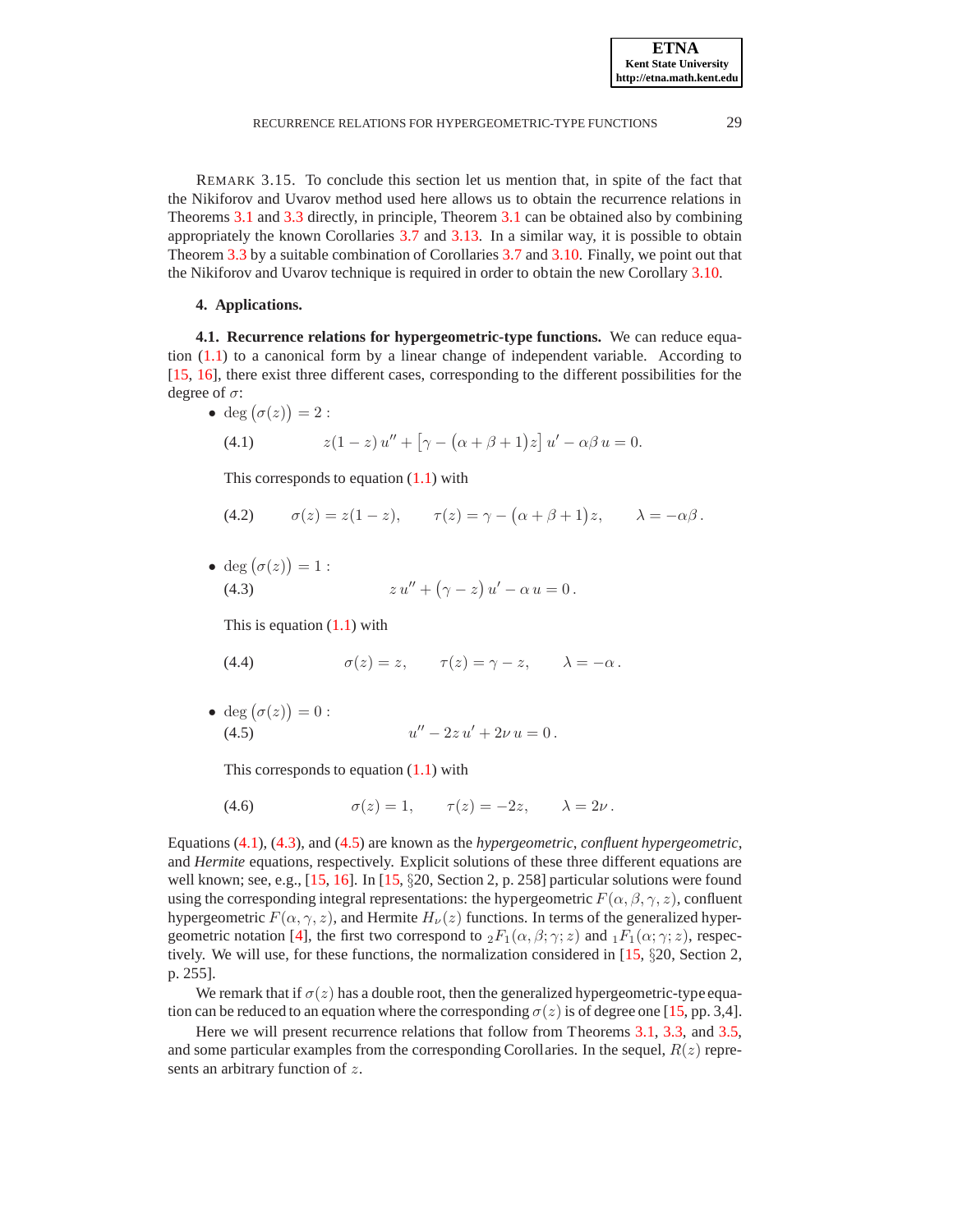REMARK 3.15. To conclude this section let us mention that, in spite of the fact that the Nikiforov and Uvarov method used here allows us to obtain the recurrence relations in Theorems 3.1 and 3.3 directly, in principle, Theorem 3.1 can be obtained also by combining appropriately the known Corollaries 3.7 and 3.13. In a similar way, it is possible to obtain Theorem 3.3 by a suitable combination of Corollaries 3.7 and 3.10. Finally, we point out that the Nikiforov and Uvarov technique is required in order to obtain the new Corollary 3.10.

## 4. Applications.

**4.1. Recurrence relations for hypergeometric-type functions.** We can reduce equation (1.1) to a canonical form by a linear change of independent variable. According to [15, 16], there exist three different cases, corresponding to the different possibilities for the degree of $\sigma$:

- $\deg\big(\sigma(z)\big) = 2$ :

$$z(1-z)\,u'' + \big[\gamma - \big(\alpha+\beta+1\big)z\big]\,u' - \alpha\beta\,u = 0. \tag{4.1}$$

  This corresponds to equation (1.1) with

$$\sigma(z) = z(1-z), \qquad \tau(z) = \gamma - \big(\alpha+\beta+1\big)z, \qquad \lambda = -\alpha\beta\,. \tag{4.2}$$

- $\deg\big(\sigma(z)\big) = 1$ :

$$z\,u'' + \big(\gamma - z\big)\,u' - \alpha\,u = 0\,. \tag{4.3}$$

  This is equation (1.1) with

$$\sigma(z) = z, \qquad \tau(z) = \gamma - z, \qquad \lambda = -\alpha\,. \tag{4.4}$$

- $\deg\big(\sigma(z)\big) = 0$ :

$$u'' - 2z\,u' + 2\nu\,u = 0\,. \tag{4.5}$$

  This corresponds to equation (1.1) with

$$\sigma(z) = 1, \qquad \tau(z) = -2z, \qquad \lambda = 2\nu\,. \tag{4.6}$$

Equations (4.1), (4.3), and (4.5) are known as the *hypergeometric*, *confluent hypergeometric*, and *Hermite* equations, respectively. Explicit solutions of these three different equations are well known; see, e.g., [15, 16]. In [15, §20, Section 2, p. 258] particular solutions were found using the corresponding integral representations: the hypergeometric $F(\alpha,\beta,\gamma,z)$, confluent hypergeometric $F(\alpha,\gamma,z)$, and Hermite $H_\nu(z)$ functions. In terms of the generalized hypergeometric notation [4], the first two correspond to ${}_2F_1(\alpha,\beta;\gamma;z)$ and ${}_1F_1(\alpha;\gamma;z)$, respectively. We will use, for these functions, the normalization considered in [15, §20, Section 2, p. 255].

We remark that if $\sigma(z)$ has a double root, then the generalized hypergeometric-type equation can be reduced to an equation where the corresponding $\sigma(z)$ is of degree one [15, pp. 3,4].

Here we will present recurrence relations that follow from Theorems 3.1, 3.3, and 3.5, and some particular examples from the corresponding Corollaries. In the sequel, $R(z)$ represents an arbitrary function of $z$.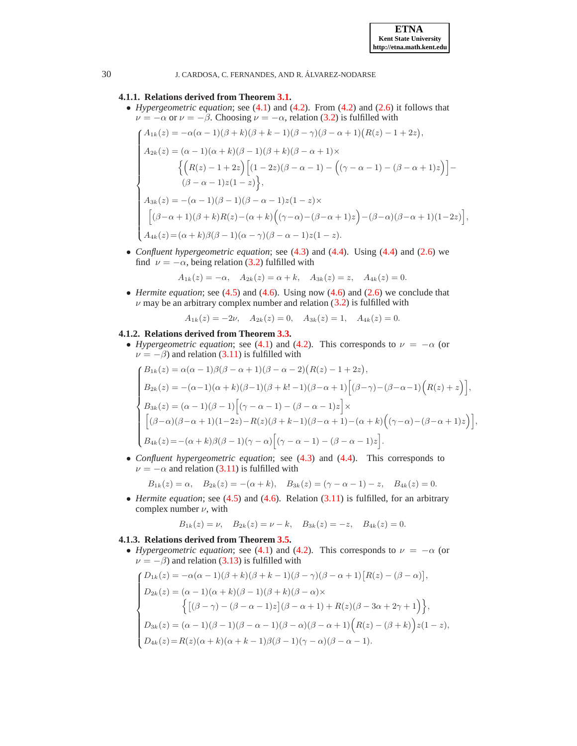#### 4.1.1. Relations derived from Theorem 3.1.

- *Hypergeometric equation*; see (4.1) and (4.2). From (4.2) and (2.6) it follows that $\nu = -\alpha$ or $\nu = -\beta$. Choosing $\nu = -\alpha$, relation (3.2) is fulfilled with

$$
\begin{cases}
A_{1k}(z) = -\alpha(\alpha-1)(\beta+k)(\beta+k-1)(\beta-\gamma)(\beta-\alpha+1)\big(R(z)-1+2z\big), \\[4pt]
A_{2k}(z) = (\alpha-1)(\alpha+k)(\beta-1)(\beta+k)(\beta-\alpha+1)\times \\
\qquad\qquad \Big\{\Big(R(z)-1+2z\Big)\Big[(1-2z)(\beta-\alpha-1)-\Big((\gamma-\alpha-1)-(\beta-\alpha+1)z\Big)\Big]- \\
\qquad\qquad (\beta-\alpha-1)z(1-z)\Big\}, \\[4pt]
A_{3k}(z) = -(\alpha-1)(\beta-1)(\beta-\alpha-1)z(1-z)\times \\
\quad \Big[(\beta-\alpha+1)(\beta+k)R(z)-(\alpha+k)\Big((\gamma-\alpha)-(\beta-\alpha+1)z\Big)-(\beta-\alpha)(\beta-\alpha+1)(1-2z)\Big], \\[4pt]
A_{4k}(z) = (\alpha+k)\beta(\beta-1)(\alpha-\gamma)(\beta-\alpha-1)z(1-z).
\end{cases}
$$

- *Confluent hypergeometric equation*; see (4.3) and (4.4). Using (4.4) and (2.6) we find $\nu = -\alpha$, being relation (3.2) fulfilled with

$$
A_{1k}(z) = -\alpha, \quad A_{2k}(z) = \alpha + k, \quad A_{3k}(z) = z, \quad A_{4k}(z) = 0.
$$

- *Hermite equation*; see (4.5) and (4.6). Using now (4.6) and (2.6) we conclude that $\nu$ may be an arbitrary complex number and relation (3.2) is fulfilled with

$$
A_{1k}(z) = -2\nu, \quad A_{2k}(z) = 0, \quad A_{3k}(z) = 1, \quad A_{4k}(z) = 0.
$$

#### 4.1.2. Relations derived from Theorem 3.3.

- *Hypergeometric equation*; see (4.1) and (4.2). This corresponds to $\nu = -\alpha$ (or $\nu = -\beta$) and relation (3.11) is fulfilled with

$$
\begin{cases}
B_{1k}(z) = \alpha(\alpha-1)\beta(\beta-\alpha+1)(\beta-\alpha-2)\big(R(z)-1+2z\big), \\[4pt]
B_{2k}(z) = -(\alpha-1)(\alpha+k)(\beta-1)(\beta+k!-1)(\beta-\alpha+1)\Big[(\beta-\gamma)-(\beta-\alpha-1)\Big(R(z)+z\Big)\Big], \\[4pt]
B_{3k}(z) = (\alpha-1)(\beta-1)\Big[(\gamma-\alpha-1)-(\beta-\alpha-1)z\Big]\times \\
\quad \Big[(\beta-\alpha)(\beta-\alpha+1)(1-2z)-R(z)(\beta+k-1)(\beta-\alpha+1)-(\alpha+k)\Big((\gamma-\alpha)-(\beta-\alpha+1)z\Big)\Big], \\[4pt]
B_{4k}(z) = -(\alpha+k)\beta(\beta-1)(\gamma-\alpha)\Big[(\gamma-\alpha-1)-(\beta-\alpha-1)z\Big].
\end{cases}
$$

- *Confluent hypergeometric equation*; see (4.3) and (4.4). This corresponds to $\nu = -\alpha$ and relation (3.11) is fulfilled with

$$
B_{1k}(z) = \alpha, \quad B_{2k}(z) = -(\alpha+k), \quad B_{3k}(z) = (\gamma-\alpha-1)-z, \quad B_{4k}(z) = 0.
$$

- *Hermite equation*; see (4.5) and (4.6). Relation (3.11) is fulfilled, for an arbitrary complex number $\nu$, with

$$
B_{1k}(z) = \nu, \quad B_{2k}(z) = \nu - k, \quad B_{3k}(z) = -z, \quad B_{4k}(z) = 0.
$$

#### 4.1.3. Relations derived from Theorem 3.5.

- *Hypergeometric equation*; see (4.1) and (4.2). This corresponds to $\nu = -\alpha$ (or $\nu = -\beta$) and relation (3.13) is fulfilled with

$$
\begin{cases}
D_{1k}(z) = -\alpha(\alpha-1)(\beta+k)(\beta+k-1)(\beta-\gamma)(\beta-\alpha+1)\big[R(z)-(\beta-\alpha)\big], \\[4pt]
D_{2k}(z) = (\alpha-1)(\alpha+k)(\beta-1)(\beta+k)(\beta-\alpha)\times \\
\qquad\qquad \Big\{\big[(\beta-\gamma)-(\beta-\alpha-1)z\big](\beta-\alpha+1)+R(z)(\beta-3\alpha+2\gamma+1)\Big\}, \\[4pt]
D_{3k}(z) = (\alpha-1)(\beta-1)(\beta-\alpha-1)(\beta-\alpha)(\beta-\alpha+1)\Big(R(z)-(\beta+k)\Big)z(1-z), \\[4pt]
D_{4k}(z) = R(z)(\alpha+k)(\alpha+k-1)\beta(\beta-1)(\gamma-\alpha)(\beta-\alpha-1).
\end{cases}
$$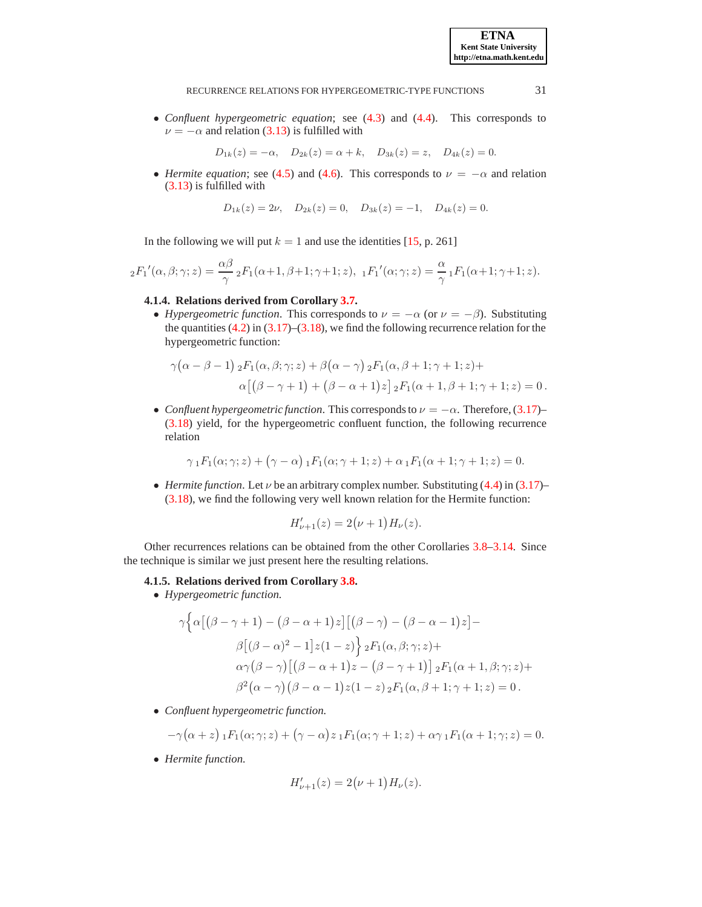- *Confluent hypergeometric equation*; see (4.3) and (4.4). This corresponds to $\nu = -\alpha$ and relation (3.13) is fulfilled with

$$D_{1k}(z) = -\alpha, \quad D_{2k}(z) = \alpha + k, \quad D_{3k}(z) = z, \quad D_{4k}(z) = 0.$$

- *Hermite equation*; see (4.5) and (4.6). This corresponds to $\nu = -\alpha$ and relation (3.13) is fulfilled with

$$D_{1k}(z) = 2\nu, \quad D_{2k}(z) = 0, \quad D_{3k}(z) = -1, \quad D_{4k}(z) = 0.$$

In the following we will put $k = 1$ and use the identities [15, p. 261]

$${}_2F_1{}'(\alpha,\beta;\gamma;z) = \frac{\alpha\beta}{\gamma}\,{}_2F_1(\alpha{+}1,\beta{+}1;\gamma{+}1;z), \;\; {}_1F_1{}'(\alpha;\gamma;z) = \frac{\alpha}{\gamma}\,{}_1F_1(\alpha{+}1;\gamma{+}1;z).$$

#### 4.1.4. Relations derived from Corollary 3.7.

- *Hypergeometric function*. This corresponds to $\nu = -\alpha$ (or $\nu = -\beta$). Substituting the quantities (4.2) in (3.17)–(3.18), we find the following recurrence relation for the hypergeometric function:

$$\gamma\big(\alpha - \beta - 1\big)\,{}_2F_1(\alpha,\beta;\gamma;z) + \beta\big(\alpha - \gamma\big)\,{}_2F_1(\alpha,\beta+1;\gamma+1;z)+ \\ \alpha\big[\big(\beta - \gamma + 1\big) + \big(\beta - \alpha + 1\big)z\big]\,{}_2F_1(\alpha+1,\beta+1;\gamma+1;z) = 0\,.$$

- *Confluent hypergeometric function*. This corresponds to $\nu = -\alpha$. Therefore, (3.17)–(3.18) yield, for the hypergeometric confluent function, the following recurrence relation

$$\gamma\,{}_1F_1(\alpha;\gamma;z) + \big(\gamma - \alpha\big)\,{}_1F_1(\alpha;\gamma+1;z) + \alpha\,{}_1F_1(\alpha+1;\gamma+1;z) = 0.$$

- *Hermite function*. Let $\nu$ be an arbitrary complex number. Substituting (4.4) in (3.17)–(3.18), we find the following very well known relation for the Hermite function:

$$H'_{\nu+1}(z) = 2\big(\nu+1\big)\,H_\nu(z).$$

Other recurrences relations can be obtained from the other Corollaries 3.8–3.14. Since the technique is similar we just present here the resulting relations.

#### 4.1.5. Relations derived from Corollary 3.8.

- *Hypergeometric function.*

$$\gamma\Big\{\alpha\big[\big(\beta-\gamma+1\big) - \big(\beta-\alpha+1\big)z\big]\big[\big(\beta-\gamma\big) - \big(\beta-\alpha-1\big)z\big] - \\ \beta\big[\big(\beta-\alpha\big)^2 - 1\big]z(1-z)\Big\}\,{}_2F_1(\alpha,\beta;\gamma;z) + \\ \alpha\gamma\big(\beta-\gamma\big)\big[\big(\beta-\alpha+1\big)z - \big(\beta-\gamma+1\big)\big]\,{}_2F_1(\alpha+1,\beta;\gamma;z) + \\ \beta^2\big(\alpha-\gamma\big)\big(\beta-\alpha-1\big)z(1-z)\,{}_2F_1(\alpha,\beta+1;\gamma+1;z) = 0\,.$$

- *Confluent hypergeometric function.*

$$-\gamma\big(\alpha+z\big)\,{}_1F_1(\alpha;\gamma;z) + \big(\gamma-\alpha\big)z\,{}_1F_1(\alpha;\gamma+1;z) + \alpha\gamma\,{}_1F_1(\alpha+1;\gamma;z) = 0.$$

- *Hermite function.*

$$H'_{\nu+1}(z) = 2\big(\nu+1\big)\,H_\nu(z).$$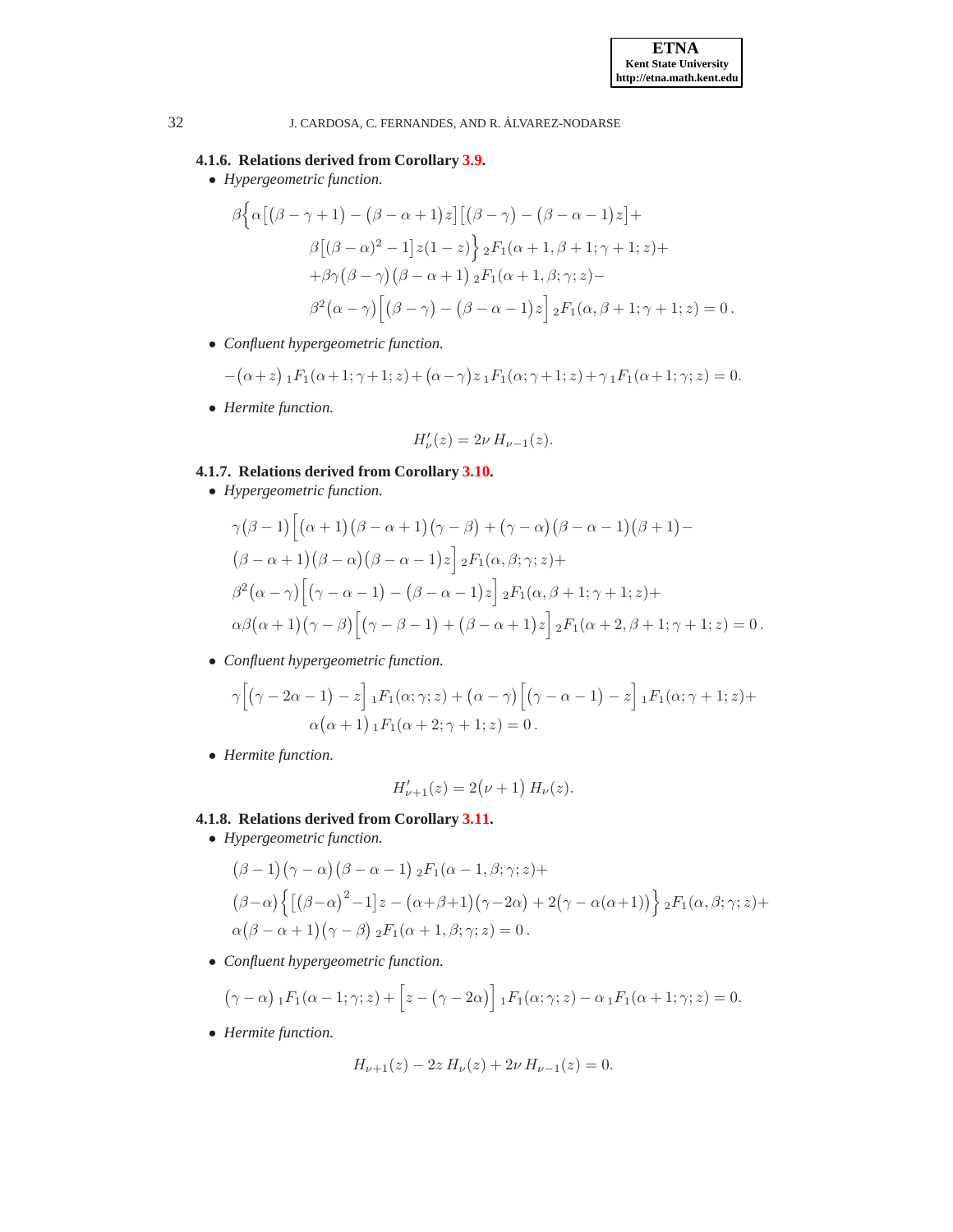#### 4.1.6. Relations derived from Corollary 3.9.

- *Hypergeometric function.*

$$\beta\Big\{\alpha\big[(\beta-\gamma+1)-(\beta-\alpha+1)z\big]\big[(\beta-\gamma)-(\beta-\alpha-1)z\big]+$$
$$\beta\big[(\beta-\alpha)^2-1\big]z(1-z)\Big\}\,{}_2F_1(\alpha+1,\beta+1;\gamma+1;z)+$$
$$+\beta\gamma(\beta-\gamma)(\beta-\alpha+1)\,{}_2F_1(\alpha+1,\beta;\gamma;z)-$$
$$\beta^2(\alpha-\gamma)\Big[(\beta-\gamma)-(\beta-\alpha-1)z\Big]\,{}_2F_1(\alpha,\beta+1;\gamma+1;z)=0\,.$$

- *Confluent hypergeometric function.*

$$-(\alpha+z)\,{}_1F_1(\alpha+1;\gamma+1;z)+(\alpha-\gamma)z\,{}_1F_1(\alpha;\gamma+1;z)+\gamma\,{}_1F_1(\alpha+1;\gamma;z)=0.$$

- *Hermite function.*

$$H'_\nu(z)=2\nu\,H_{\nu-1}(z).$$

#### 4.1.7. Relations derived from Corollary 3.10.

- *Hypergeometric function.*

$$\gamma(\beta-1)\Big[(\alpha+1)(\beta-\alpha+1)(\gamma-\beta)+(\gamma-\alpha)(\beta-\alpha-1)(\beta+1)-$$
$$(\beta-\alpha+1)(\beta-\alpha)(\beta-\alpha-1)z\Big]\,{}_2F_1(\alpha,\beta;\gamma;z)+$$
$$\beta^2(\alpha-\gamma)\Big[(\gamma-\alpha-1)-(\beta-\alpha-1)z\Big]\,{}_2F_1(\alpha,\beta+1;\gamma+1;z)+$$
$$\alpha\beta(\alpha+1)(\gamma-\beta)\Big[(\gamma-\beta-1)+(\beta-\alpha+1)z\Big]\,{}_2F_1(\alpha+2,\beta+1;\gamma+1;z)=0\,.$$

- *Confluent hypergeometric function.*

$$\gamma\Big[(\gamma-2\alpha-1)-z\Big]\,{}_1F_1(\alpha;\gamma;z)+(\alpha-\gamma)\Big[(\gamma-\alpha-1)-z\Big]\,{}_1F_1(\alpha;\gamma+1;z)+$$
$$\alpha(\alpha+1)\,{}_1F_1(\alpha+2;\gamma+1;z)=0\,.$$

- *Hermite function.*

$$H'_{\nu+1}(z)=2(\nu+1)\,H_\nu(z).$$

#### 4.1.8. Relations derived from Corollary 3.11.

- *Hypergeometric function.*

$$(\beta-1)(\gamma-\alpha)(\beta-\alpha-1)\,{}_2F_1(\alpha-1,\beta;\gamma;z)+$$
$$(\beta-\alpha)\Big\{\big[(\beta-\alpha)^2-1\big]z-(\alpha+\beta+1)(\gamma-2\alpha)+2\big(\gamma-\alpha(\alpha+1)\big)\Big\}\,{}_2F_1(\alpha,\beta;\gamma;z)+$$
$$\alpha(\beta-\alpha+1)(\gamma-\beta)\,{}_2F_1(\alpha+1,\beta;\gamma;z)=0\,.$$

- *Confluent hypergeometric function.*

$$(\gamma-\alpha)\,{}_1F_1(\alpha-1;\gamma;z)+\Big[z-(\gamma-2\alpha)\Big]\,{}_1F_1(\alpha;\gamma;z)-\alpha\,{}_1F_1(\alpha+1;\gamma;z)=0.$$

- *Hermite function.*

$$H_{\nu+1}(z)-2z\,H_\nu(z)+2\nu\,H_{\nu-1}(z)=0.$$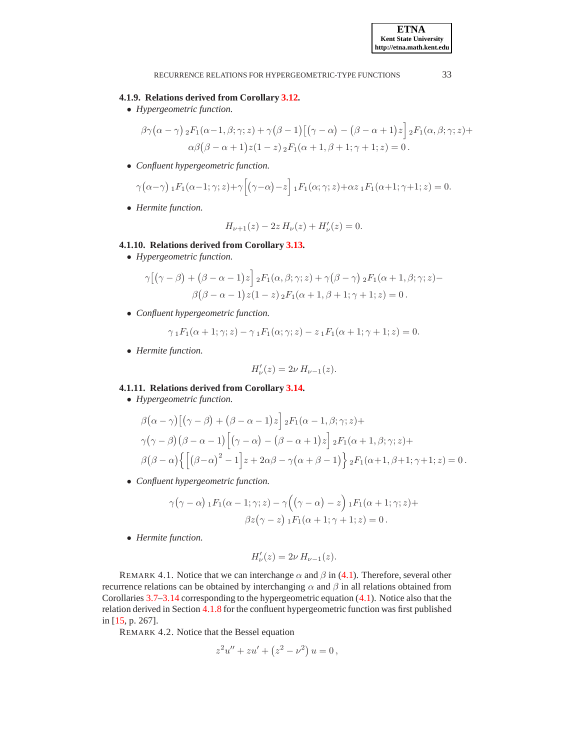#### 4.1.9. Relations derived from Corollary 3.12.

- *Hypergeometric function.*

$$\beta\gamma\big(\alpha-\gamma\big)\,{}_2F_1(\alpha-1,\beta;\gamma;z)+\gamma\big(\beta-1\big)\big[\big(\gamma-\alpha\big)-\big(\beta-\alpha+1\big)z\big]\,{}_2F_1(\alpha,\beta;\gamma;z)+$$
$$\alpha\beta\big(\beta-\alpha+1\big)z(1-z)\,{}_2F_1(\alpha+1,\beta+1;\gamma+1;z)=0\,.$$

- *Confluent hypergeometric function.*

$$\gamma\big(\alpha-\gamma\big)\,{}_1F_1(\alpha-1;\gamma;z)+\gamma\Big[\big(\gamma-\alpha\big)-z\Big]\,{}_1F_1(\alpha;\gamma;z)+\alpha z\,{}_1F_1(\alpha+1;\gamma+1;z)=0.$$

- *Hermite function.*

$$H_{\nu+1}(z)-2z\,H_\nu(z)+H'_\nu(z)=0.$$

#### 4.1.10. Relations derived from Corollary 3.13.

- *Hypergeometric function.*

$$\gamma\big[\big(\gamma-\beta\big)+\big(\beta-\alpha-1\big)z\big]\,{}_2F_1(\alpha,\beta;\gamma;z)+\gamma\big(\beta-\gamma\big)\,{}_2F_1(\alpha+1,\beta;\gamma;z)-$$
$$\beta\big(\beta-\alpha-1\big)z(1-z)\,{}_2F_1(\alpha+1,\beta+1;\gamma+1;z)=0\,.$$

- *Confluent hypergeometric function.*

$$\gamma\,{}_1F_1(\alpha+1;\gamma;z)-\gamma\,{}_1F_1(\alpha;\gamma;z)-z\,{}_1F_1(\alpha+1;\gamma+1;z)=0.$$

- *Hermite function.*

$$H'_\nu(z)=2\nu\,H_{\nu-1}(z).$$

#### 4.1.11. Relations derived from Corollary 3.14.

- *Hypergeometric function.*

$$\beta\big(\alpha-\gamma\big)\big[\big(\gamma-\beta\big)+\big(\beta-\alpha-1\big)z\big]\,{}_2F_1(\alpha-1,\beta;\gamma;z)+$$
$$\gamma\big(\gamma-\beta\big)\big(\beta-\alpha-1\big)\Big[\big(\gamma-\alpha\big)-\big(\beta-\alpha+1\big)z\Big]\,{}_2F_1(\alpha+1,\beta;\gamma;z)+$$
$$\beta\big(\beta-\alpha\big)\Big\{\Big[\big(\beta-\alpha\big)^2-1\Big]z+2\alpha\beta-\gamma\big(\alpha+\beta-1\big)\Big\}\,{}_2F_1(\alpha+1,\beta+1;\gamma+1;z)=0\,.$$

- *Confluent hypergeometric function.*

$$\gamma\big(\gamma-\alpha\big)\,{}_1F_1(\alpha-1;\gamma;z)-\gamma\Big(\big(\gamma-\alpha\big)-z\Big)\,{}_1F_1(\alpha+1;\gamma;z)+$$
$$\beta z\big(\gamma-z\big)\,{}_1F_1(\alpha+1;\gamma+1;z)=0\,.$$

- *Hermite function.*

$$H'_\nu(z)=2\nu\,H_{\nu-1}(z).$$

REMARK 4.1. Notice that we can interchange $\alpha$ and $\beta$ in (4.1). Therefore, several other recurrence relations can be obtained by interchanging $\alpha$ and $\beta$ in all relations obtained from Corollaries 3.7–3.14 corresponding to the hypergeometric equation (4.1). Notice also that the relation derived in Section 4.1.8 for the confluent hypergeometric function was first published in [15, p. 267].

REMARK 4.2. Notice that the Bessel equation

$$z^2u''+zu'+\big(z^2-\nu^2\big)\,u=0\,,$$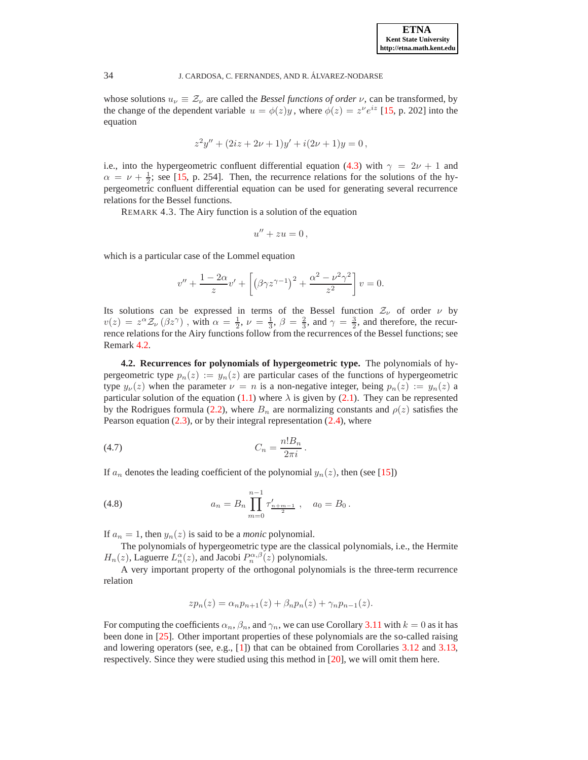whose solutions $u_\nu \equiv \mathcal{Z}_\nu$ are called the *Bessel functions of order* $\nu$, can be transformed, by the change of the dependent variable $u = \phi(z)y$, where $\phi(z) = z^\nu e^{iz}$ [15, p. 202] into the equation

$$z^2y'' + (2iz + 2\nu + 1)y' + i(2\nu + 1)y = 0\,,$$

i.e., into the hypergeometric confluent differential equation (4.3) with $\gamma = 2\nu + 1$ and $\alpha = \nu + \frac{1}{2}$; see [15, p. 254]. Then, the recurrence relations for the solutions of the hypergeometric confluent differential equation can be used for generating several recurrence relations for the Bessel functions.

REMARK 4.3. The Airy function is a solution of the equation

$$u'' + zu = 0\,,$$

which is a particular case of the Lommel equation

$$v'' + \frac{1-2\alpha}{z}v' + \left[\left(\beta\gamma z^{\gamma-1}\right)^2 + \frac{\alpha^2 - \nu^2\gamma^2}{z^2}\right]v = 0.$$

Its solutions can be expressed in terms of the Bessel function $\mathcal{Z}_\nu$ of order $\nu$ by $v(z) = z^\alpha \mathcal{Z}_\nu\left(\beta z^\gamma\right)$, with $\alpha = \frac{1}{2}$, $\nu = \frac{1}{3}$, $\beta = \frac{2}{3}$, and $\gamma = \frac{3}{2}$, and therefore, the recurrence relations for the Airy functions follow from the recurrences of the Bessel functions; see Remark 4.2.

**4.2. Recurrences for polynomials of hypergeometric type.** The polynomials of hypergeometric type $p_n(z) := y_n(z)$ are particular cases of the functions of hypergeometric type $y_\nu(z)$ when the parameter $\nu = n$ is a non-negative integer, being $p_n(z) := y_n(z)$ a particular solution of the equation (1.1) where $\lambda$ is given by (2.1). They can be represented by the Rodrigues formula (2.2), where $B_n$ are normalizing constants and $\rho(z)$ satisfies the Pearson equation (2.3), or by their integral representation (2.4), where

$$C_n = \frac{n!B_n}{2\pi i}\,. \tag{4.7}$$

If $a_n$ denotes the leading coefficient of the polynomial $y_n(z)$, then (see [15])

$$a_n = B_n \prod_{m=0}^{n-1} \tau'_{\frac{n+m-1}{2}}\,, \quad a_0 = B_0\,. \tag{4.8}$$

If $a_n = 1$, then $y_n(z)$ is said to be a *monic* polynomial.

The polynomials of hypergeometric type are the classical polynomials, i.e., the Hermite $H_n(z)$, Laguerre $L_n^\alpha(z)$, and Jacobi $P_n^{\alpha,\beta}(z)$ polynomials.

A very important property of the orthogonal polynomials is the three-term recurrence relation

$$zp_n(z) = \alpha_n p_{n+1}(z) + \beta_n p_n(z) + \gamma_n p_{n-1}(z).$$

For computing the coefficients $\alpha_n$, $\beta_n$, and $\gamma_n$, we can use Corollary 3.11 with $k = 0$ as it has been done in [25]. Other important properties of these polynomials are the so-called raising and lowering operators (see, e.g., [1]) that can be obtained from Corollaries 3.12 and 3.13, respectively. Since they were studied using this method in [20], we will omit them here.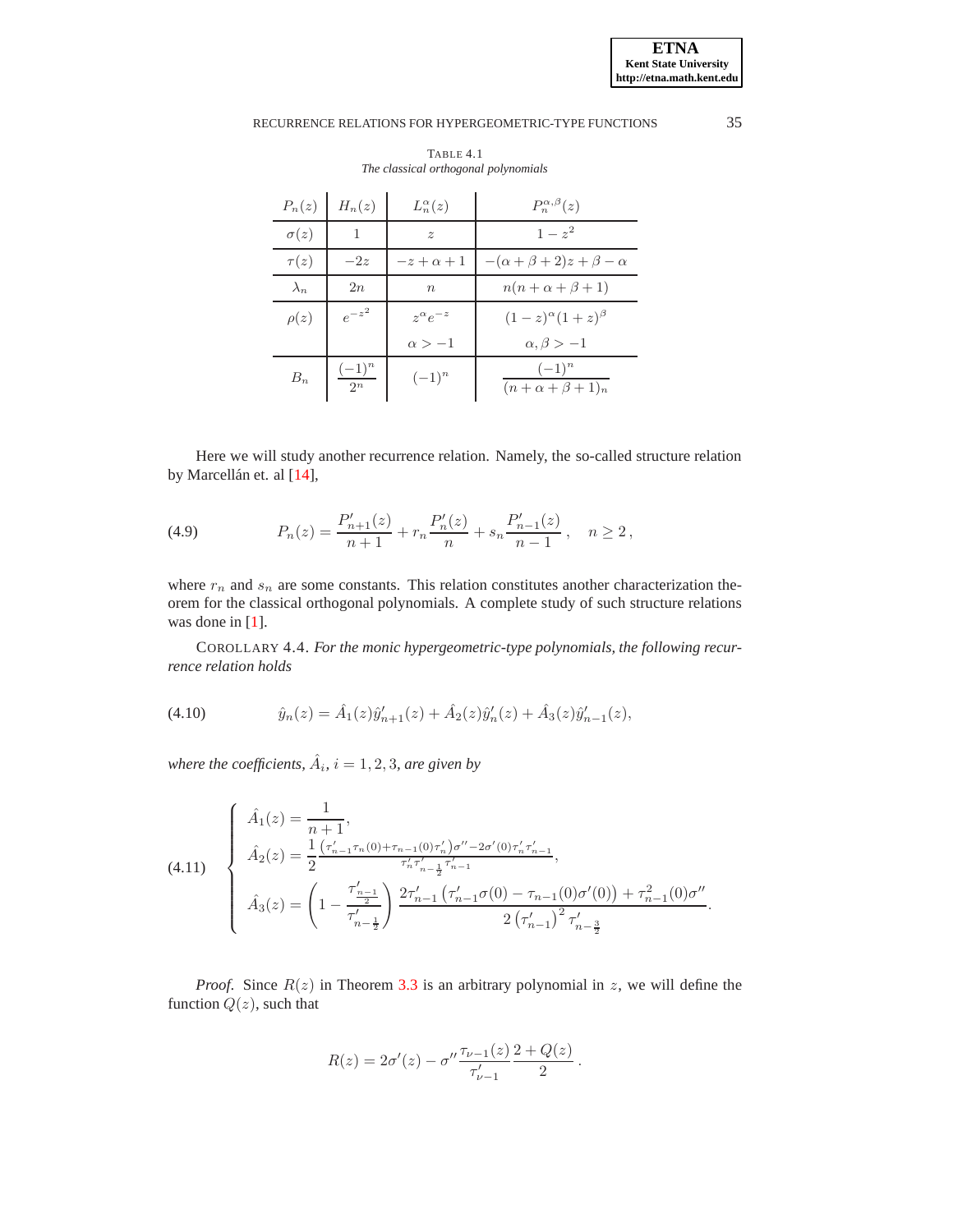TABLE 4.1
*The classical orthogonal polynomials*

| $P_n(z)$ | $H_n(z)$ | $L_n^{\alpha}(z)$ | $P_n^{\alpha,\beta}(z)$ |
|---|---|---|---|
| $\sigma(z)$ | $1$ | $z$ | $1-z^2$ |
| $\tau(z)$ | $-2z$ | $-z+\alpha+1$ | $-(\alpha+\beta+2)z+\beta-\alpha$ |
| $\lambda_n$ | $2n$ | $n$ | $n(n+\alpha+\beta+1)$ |
| $\rho(z)$ | $e^{-z^2}$ | $z^{\alpha}e^{-z}$ | $(1-z)^{\alpha}(1+z)^{\beta}$ |
| | | $\alpha>-1$ | $\alpha,\beta>-1$ |
| $B_n$ | $\dfrac{(-1)^n}{2^n}$ | $(-1)^n$ | $\dfrac{(-1)^n}{(n+\alpha+\beta+1)_n}$ |

Here we will study another recurrence relation. Namely, the so-called structure relation by Marcellán et. al [14],

$$P_n(z) = \frac{P_{n+1}'(z)}{n+1} + r_n \frac{P_n'(z)}{n} + s_n \frac{P_{n-1}'(z)}{n-1}, \quad n \geq 2, \tag{4.9}$$

where $r_n$ and $s_n$ are some constants. This relation constitutes another characterization theorem for the classical orthogonal polynomials. A complete study of such structure relations was done in [1].

COROLLARY 4.4. *For the monic hypergeometric-type polynomials, the following recurrence relation holds*

$$\hat{y}_n(z) = \hat{A}_1(z)\hat{y}_{n+1}'(z) + \hat{A}_2(z)\hat{y}_n'(z) + \hat{A}_3(z)\hat{y}_{n-1}'(z), \tag{4.10}$$

*where the coefficients, $\hat{A}_i$, $i=1,2,3$, are given by*

$$\begin{cases} \hat{A}_1(z) = \dfrac{1}{n+1}, \\ \hat{A}_2(z) = \dfrac{1}{2}\dfrac{\left(\tau_{n-1}'\tau_n(0)+\tau_{n-1}(0)\tau_n'\right)\sigma''-2\sigma'(0)\tau_n'\tau_{n-1}'}{\tau_n'\tau_{n-\frac{1}{2}}'\tau_{n-1}'}, \\ \hat{A}_3(z) = \left(1-\dfrac{\tau_{\frac{n-1}{2}}'}{\tau_{n-\frac{1}{2}}'}\right)\dfrac{2\tau_{n-1}'\left(\tau_{n-1}'\sigma(0)-\tau_{n-1}(0)\sigma'(0)\right)+\tau_{n-1}^2(0)\sigma''}{2\left(\tau_{n-1}'\right)^2\tau_{n-\frac{3}{2}}'}. \end{cases} \tag{4.11}$$

*Proof.* Since $R(z)$ in Theorem 3.3 is an arbitrary polynomial in $z$, we will define the function $Q(z)$, such that

$$R(z) = 2\sigma'(z) - \sigma''\frac{\tau_{\nu-1}(z)}{\tau_{\nu-1}'}\frac{2+Q(z)}{2}.$$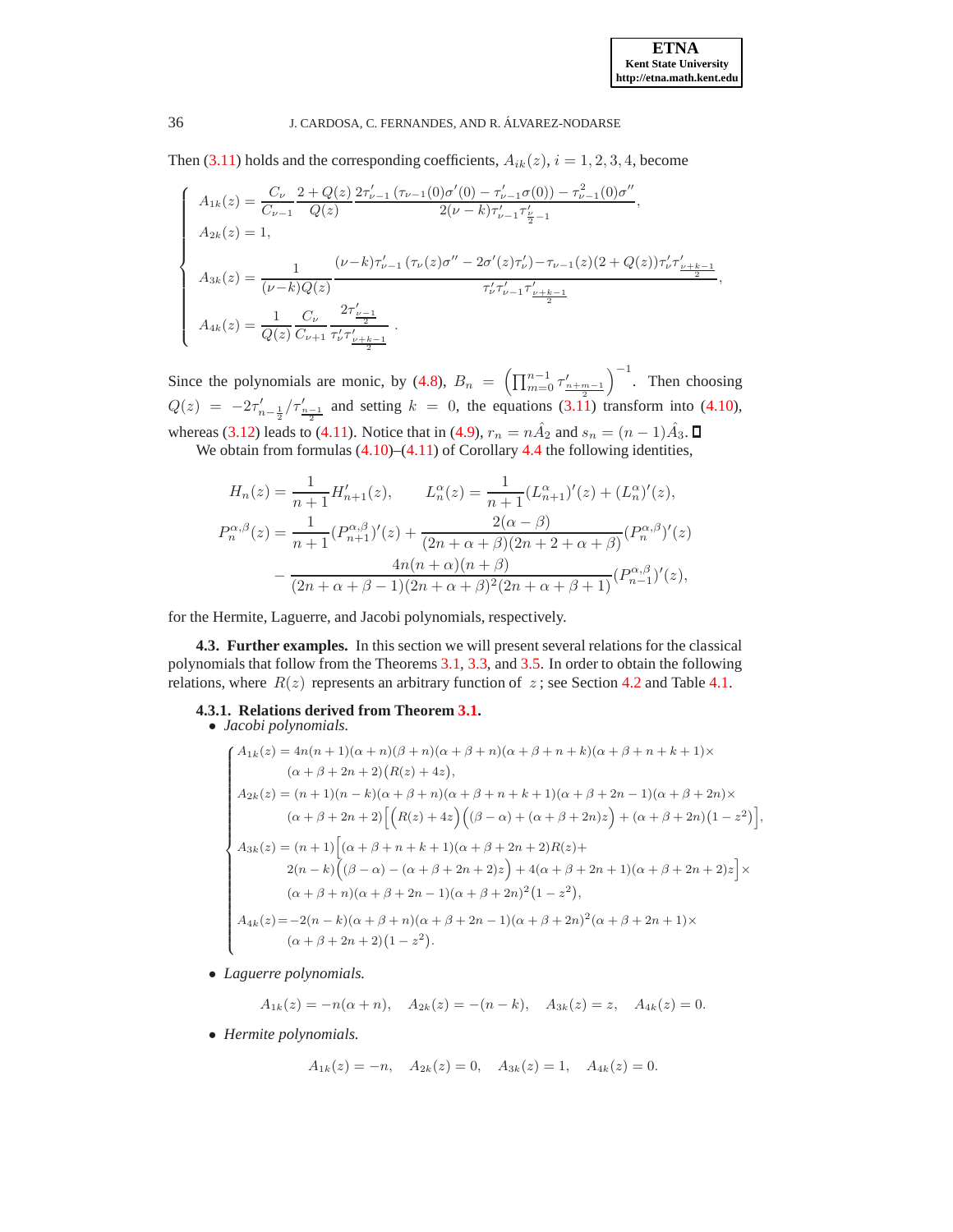Then (3.11) holds and the corresponding coefficients, $A_{ik}(z)$, $i = 1,2,3,4$, become

$$
\begin{cases}
A_{1k}(z) = \dfrac{C_\nu}{C_{\nu-1}} \dfrac{2+Q(z)}{Q(z)} \dfrac{2\tau'_{\nu-1}\left(\tau_{\nu-1}(0)\sigma'(0) - \tau'_{\nu-1}\sigma(0)\right) - \tau^2_{\nu-1}(0)\sigma''}{2(\nu-k)\tau'_{\nu-1}\tau'_{\frac{\nu}{2}-1}}, \\[2ex]
A_{2k}(z) = 1, \\[2ex]
A_{3k}(z) = \dfrac{1}{(\nu-k)Q(z)} \dfrac{(\nu-k)\tau'_{\nu-1}\left(\tau_\nu(z)\sigma'' - 2\sigma'(z)\tau'_\nu\right) - \tau_{\nu-1}(z)(2+Q(z))\tau'_\nu\tau'_{\frac{\nu+k-1}{2}}}{\tau'_\nu\tau'_{\nu-1}\tau'_{\frac{\nu+k-1}{2}}}, \\[2ex]
A_{4k}(z) = \dfrac{1}{Q(z)} \dfrac{C_\nu}{C_{\nu+1}} \dfrac{2\tau'_{\frac{\nu-1}{2}}}{\tau'_\nu \tau'_{\frac{\nu+k-1}{2}}}.
\end{cases}
$$

Since the polynomials are monic, by (4.8), $B_n = \left(\prod_{m=0}^{n-1} \tau'_{\frac{n+m-1}{2}}\right)^{-1}$. Then choosing $Q(z) = -2\tau'_{n-\frac{1}{2}}/\tau'_{\frac{n-1}{2}}$ and setting $k=0$, the equations (3.11) transform into (4.10), whereas (3.12) leads to (4.11). Notice that in (4.9), $r_n = n\hat{A}_2$ and $s_n = (n-1)\hat{A}_3$. ∎

We obtain from formulas (4.10)–(4.11) of Corollary 4.4 the following identities,

$$
H_n(z) = \frac{1}{n+1} H'_{n+1}(z), \qquad L_n^\alpha(z) = \frac{1}{n+1}(L^\alpha_{n+1})'(z) + (L^\alpha_n)'(z),
$$
$$
\begin{aligned}
P_n^{\alpha,\beta}(z) = {} & \frac{1}{n+1}(P^{\alpha,\beta}_{n+1})'(z) + \frac{2(\alpha-\beta)}{(2n+\alpha+\beta)(2n+2+\alpha+\beta)}(P^{\alpha,\beta}_n)'(z) \\
& - \frac{4n(n+\alpha)(n+\beta)}{(2n+\alpha+\beta-1)(2n+\alpha+\beta)^2(2n+\alpha+\beta+1)}(P^{\alpha,\beta}_{n-1})'(z),
\end{aligned}
$$

for the Hermite, Laguerre, and Jacobi polynomials, respectively.

**4.3. Further examples.** In this section we will present several relations for the classical polynomials that follow from the Theorems 3.1, 3.3, and 3.5. In order to obtain the following relations, where $R(z)$ represents an arbitrary function of $z$; see Section 4.2 and Table 4.1.

**4.3.1. Relations derived from Theorem 3.1.**

- *Jacobi polynomials.*

$$
\begin{cases}
A_{1k}(z) = 4n(n+1)(\alpha+n)(\beta+n)(\alpha+\beta+n)(\alpha+\beta+n+k)(\alpha+\beta+n+k+1)\times \\
\qquad (\alpha+\beta+2n+2)\big(R(z)+4z\big), \\[1ex]
A_{2k}(z) = (n+1)(n-k)(\alpha+\beta+n)(\alpha+\beta+n+k+1)(\alpha+\beta+2n-1)(\alpha+\beta+2n)\times \\
\qquad (\alpha+\beta+2n+2)\Big[\Big(R(z)+4z\Big)\Big((\beta-\alpha)+(\alpha+\beta+2n)z\Big) + (\alpha+\beta+2n)(1-z^2)\Big], \\[1ex]
A_{3k}(z) = (n+1)\Big[(\alpha+\beta+n+k+1)(\alpha+\beta+2n+2)R(z) + \\
\qquad 2(n-k)\Big((\beta-\alpha)-(\alpha+\beta+2n+2)z\Big) + 4(\alpha+\beta+2n+1)(\alpha+\beta+2n+2)z\Big]\times \\
\qquad (\alpha+\beta+n)(\alpha+\beta+2n-1)(\alpha+\beta+2n)^2(1-z^2), \\[1ex]
A_{4k}(z) = -2(n-k)(\alpha+\beta+n)(\alpha+\beta+2n-1)(\alpha+\beta+2n)^2(\alpha+\beta+2n+1)\times \\
\qquad (\alpha+\beta+2n+2)(1-z^2).
\end{cases}
$$

- *Laguerre polynomials.*

$$
A_{1k}(z) = -n(\alpha+n), \quad A_{2k}(z) = -(n-k), \quad A_{3k}(z) = z, \quad A_{4k}(z) = 0.
$$

- *Hermite polynomials.*

$$
A_{1k}(z) = -n, \quad A_{2k}(z) = 0, \quad A_{3k}(z) = 1, \quad A_{4k}(z) = 0.
$$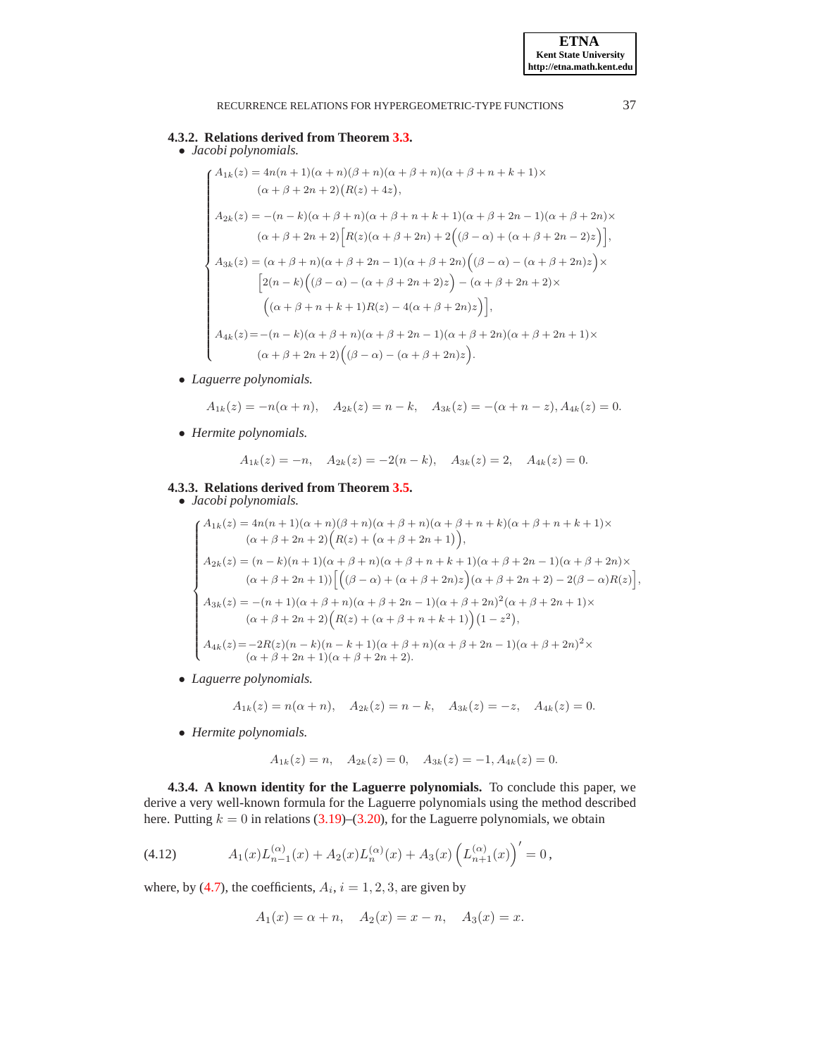#### 4.3.2. Relations derived from Theorem 3.3.

- *Jacobi polynomials.*

$$
\begin{cases}
A_{1k}(z) = 4n(n+1)(\alpha+n)(\beta+n)(\alpha+\beta+n)(\alpha+\beta+n+k+1)\times \\
\qquad (\alpha+\beta+2n+2)\big(R(z)+4z\big), \\
A_{2k}(z) = -(n-k)(\alpha+\beta+n)(\alpha+\beta+n+k+1)(\alpha+\beta+2n-1)(\alpha+\beta+2n)\times \\
\qquad (\alpha+\beta+2n+2)\Big[R(z)(\alpha+\beta+2n)+2\Big((\beta-\alpha)+(\alpha+\beta+2n-2)z\Big)\Big], \\
A_{3k}(z) = (\alpha+\beta+n)(\alpha+\beta+2n-1)(\alpha+\beta+2n)\Big((\beta-\alpha)-(\alpha+\beta+2n)z\Big)\times \\
\qquad \Big[2(n-k)\Big((\beta-\alpha)-(\alpha+\beta+2n+2)z\Big)-(\alpha+\beta+2n+2)\times \\
\qquad \Big((\alpha+\beta+n+k+1)R(z)-4(\alpha+\beta+2n)z\Big)\Big], \\
A_{4k}(z) = -(n-k)(\alpha+\beta+n)(\alpha+\beta+2n-1)(\alpha+\beta+2n)(\alpha+\beta+2n+1)\times \\
\qquad (\alpha+\beta+2n+2)\Big((\beta-\alpha)-(\alpha+\beta+2n)z\Big).
\end{cases}
$$

- *Laguerre polynomials.*

$$
A_{1k}(z) = -n(\alpha+n), \quad A_{2k}(z) = n-k, \quad A_{3k}(z) = -(\alpha+n-z), A_{4k}(z) = 0.
$$

- *Hermite polynomials.*

$$
A_{1k}(z) = -n, \quad A_{2k}(z) = -2(n-k), \quad A_{3k}(z) = 2, \quad A_{4k}(z) = 0.
$$

#### 4.3.3. Relations derived from Theorem 3.5.

- *Jacobi polynomials.*

$$
\begin{cases}
A_{1k}(z) = 4n(n+1)(\alpha+n)(\beta+n)(\alpha+\beta+n)(\alpha+\beta+n+k)(\alpha+\beta+n+k+1)\times \\
\qquad (\alpha+\beta+2n+2)\Big(R(z)+\big(\alpha+\beta+2n+1\big)\Big), \\
A_{2k}(z) = (n-k)(n+1)(\alpha+\beta+n)(\alpha+\beta+n+k+1)(\alpha+\beta+2n-1)(\alpha+\beta+2n)\times \\
\qquad (\alpha+\beta+2n+1))\Big[\Big((\beta-\alpha)+(\alpha+\beta+2n)z\Big)(\alpha+\beta+2n+2)-2(\beta-\alpha)R(z)\Big], \\
A_{3k}(z) = -(n+1)(\alpha+\beta+n)(\alpha+\beta+2n-1)(\alpha+\beta+2n)^2(\alpha+\beta+2n+1)\times \\
\qquad (\alpha+\beta+2n+2)\Big(R(z)+(\alpha+\beta+n+k+1)\Big)\big(1-z^2\big), \\
A_{4k}(z) = -2R(z)(n-k)(n-k+1)(\alpha+\beta+n)(\alpha+\beta+2n-1)(\alpha+\beta+2n)^2\times \\
\qquad (\alpha+\beta+2n+1)(\alpha+\beta+2n+2).
\end{cases}
$$

- *Laguerre polynomials.*

$$
A_{1k}(z) = n(\alpha+n), \quad A_{2k}(z) = n-k, \quad A_{3k}(z) = -z, \quad A_{4k}(z) = 0.
$$

- *Hermite polynomials.*

$$
A_{1k}(z) = n, \quad A_{2k}(z) = 0, \quad A_{3k}(z) = -1, A_{4k}(z) = 0.
$$

**4.3.4. A known identity for the Laguerre polynomials.** To conclude this paper, we derive a very well-known formula for the Laguerre polynomials using the method described here. Putting $k=0$ in relations (3.19)–(3.20), for the Laguerre polynomials, we obtain

$$
A_1(x)L_{n-1}^{(\alpha)}(x) + A_2(x)L_n^{(\alpha)}(x) + A_3(x)\left(L_{n+1}^{(\alpha)}(x)\right)' = 0\,, \tag{4.12}
$$

where, by (4.7), the coefficients, $A_i$, $i=1,2,3,$ are given by

$$
A_1(x) = \alpha+n, \quad A_2(x) = x-n, \quad A_3(x) = x.
$$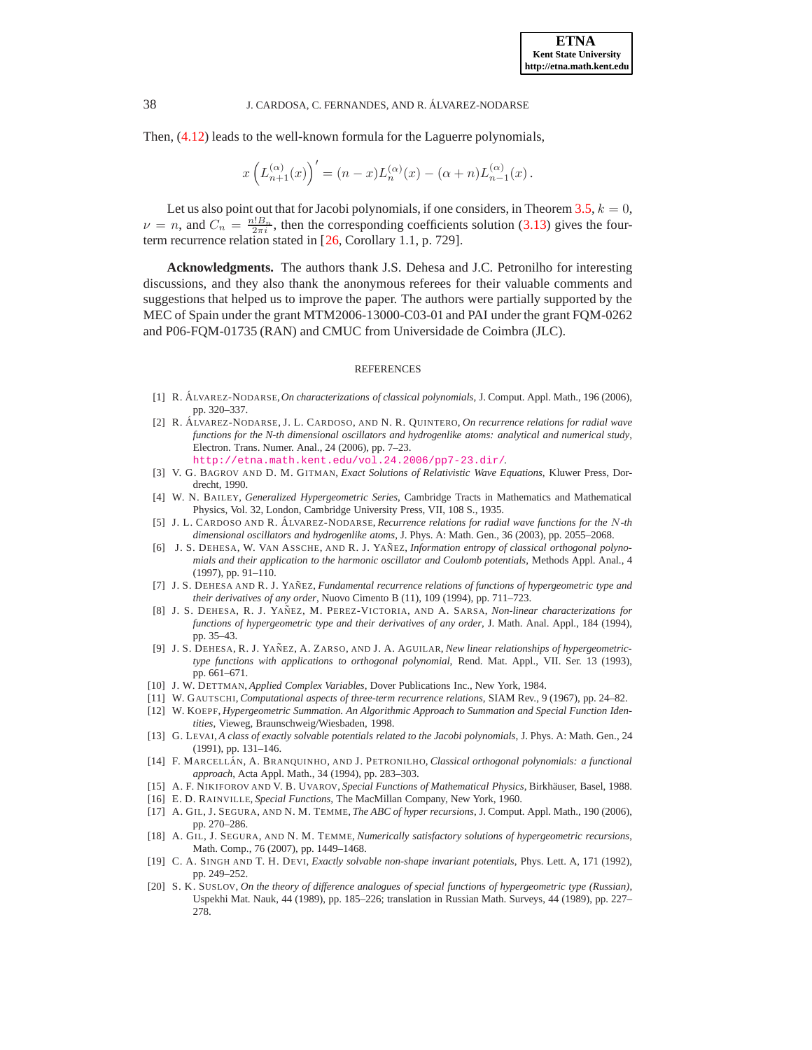Then, (4.12) leads to the well-known formula for the Laguerre polynomials,

$$x\left(L_{n+1}^{(\alpha)}(x)\right)' = (n-x)L_n^{(\alpha)}(x) - (\alpha+n)L_{n-1}^{(\alpha)}(x)\,.$$

Let us also point out that for Jacobi polynomials, if one considers, in Theorem 3.5, $k=0$, $\nu = n$, and $C_n = \frac{n!B_n}{2\pi i}$, then the corresponding coefficients solution (3.13) gives the four-term recurrence relation stated in [26, Corollary 1.1, p. 729].

**Acknowledgments.** The authors thank J.S. Dehesa and J.C. Petronilho for interesting discussions, and they also thank the anonymous referees for their valuable comments and suggestions that helped us to improve the paper. The authors were partially supported by the MEC of Spain under the grant MTM2006-13000-C03-01 and PAI under the grant FQM-0262 and P06-FQM-01735 (RAN) and CMUC from Universidade de Coimbra (JLC).

## REFERENCES

[1] R. Álvarez-Nodarse, *On characterizations of classical polynomials*, J. Comput. Appl. Math., 196 (2006), pp. 320–337.

[2] R. Álvarez-Nodarse, J. L. Cardoso, and N. R. Quintero, *On recurrence relations for radial wave functions for the N-th dimensional oscillators and hydrogenlike atoms: analytical and numerical study*, Electron. Trans. Numer. Anal., 24 (2006), pp. 7–23. http://etna.math.kent.edu/vol.24.2006/pp7-23.dir/.

[3] V. G. Bagrov and D. M. Gitman, *Exact Solutions of Relativistic Wave Equations*, Kluwer Press, Dordrecht, 1990.

[4] W. N. Bailey, *Generalized Hypergeometric Series*, Cambridge Tracts in Mathematics and Mathematical Physics, Vol. 32, London, Cambridge University Press, VII, 108 S., 1935.

[5] J. L. Cardoso and R. Álvarez-Nodarse, *Recurrence relations for radial wave functions for the $N$-th dimensional oscillators and hydrogenlike atoms*, J. Phys. A: Math. Gen., 36 (2003), pp. 2055–2068.

[6] J. S. Dehesa, W. Van Assche, and R. J. Yañez, *Information entropy of classical orthogonal polynomials and their application to the harmonic oscillator and Coulomb potentials*, Methods Appl. Anal., 4 (1997), pp. 91–110.

[7] J. S. Dehesa and R. J. Yañez, *Fundamental recurrence relations of functions of hypergeometric type and their derivatives of any order*, Nuovo Cimento B (11), 109 (1994), pp. 711–723.

[8] J. S. Dehesa, R. J. Yañez, M. Perez-Victoria, and A. Sarsa, *Non-linear characterizations for functions of hypergeometric type and their derivatives of any order*, J. Math. Anal. Appl., 184 (1994), pp. 35–43.

[9] J. S. Dehesa, R. J. Yañez, A. Zarso, and J. A. Aguilar, *New linear relationships of hypergeometric-type functions with applications to orthogonal polynomial*, Rend. Mat. Appl., VII. Ser. 13 (1993), pp. 661–671.

[10] J. W. Dettman, *Applied Complex Variables*, Dover Publications Inc., New York, 1984.

[11] W. Gautschi, *Computational aspects of three-term recurrence relations*, SIAM Rev., 9 (1967), pp. 24–82.

[12] W. Koepf, *Hypergeometric Summation. An Algorithmic Approach to Summation and Special Function Identities*, Vieweg, Braunschweig/Wiesbaden, 1998.

[13] G. Levai, *A class of exactly solvable potentials related to the Jacobi polynomials*, J. Phys. A: Math. Gen., 24 (1991), pp. 131–146.

[14] F. Marcellán, A. Branquinho, and J. Petronilho, *Classical orthogonal polynomials: a functional approach*, Acta Appl. Math., 34 (1994), pp. 283–303.

[15] A. F. Nikiforov and V. B. Uvarov, *Special Functions of Mathematical Physics*, Birkhäuser, Basel, 1988.

[16] E. D. Rainville, *Special Functions*, The MacMillan Company, New York, 1960.

[17] A. Gil, J. Segura, and N. M. Temme, *The ABC of hyper recursions*, J. Comput. Appl. Math., 190 (2006), pp. 270–286.

[18] A. Gil, J. Segura, and N. M. Temme, *Numerically satisfactory solutions of hypergeometric recursions*, Math. Comp., 76 (2007), pp. 1449–1468.

[19] C. A. Singh and T. H. Devi, *Exactly solvable non-shape invariant potentials*, Phys. Lett. A, 171 (1992), pp. 249–252.

[20] S. K. Suslov, *On the theory of difference analogues of special functions of hypergeometric type (Russian)*, Uspekhi Mat. Nauk, 44 (1989), pp. 185–226; translation in Russian Math. Surveys, 44 (1989), pp. 227–278.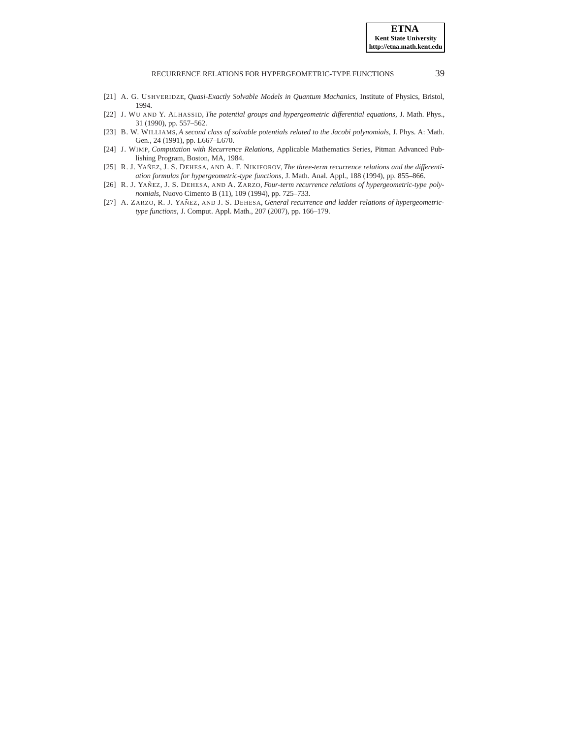[21] A. G. USHVERIDZE, *Quasi-Exactly Solvable Models in Quantum Machanics*, Institute of Physics, Bristol, 1994.

[22] J. WU AND Y. ALHASSID, *The potential groups and hypergeometric differential equations*, J. Math. Phys., 31 (1990), pp. 557–562.

[23] B. W. WILLIAMS, *A second class of solvable potentials related to the Jacobi polynomials*, J. Phys. A: Math. Gen., 24 (1991), pp. L667–L670.

[24] J. WIMP, *Computation with Recurrence Relations*, Applicable Mathematics Series, Pitman Advanced Publishing Program, Boston, MA, 1984.

[25] R. J. YAÑEZ, J. S. DEHESA, AND A. F. NIKIFOROV, *The three-term recurrence relations and the differentiation formulas for hypergeometric-type functions*, J. Math. Anal. Appl., 188 (1994), pp. 855–866.

[26] R. J. YAÑEZ, J. S. DEHESA, AND A. ZARZO, *Four-term recurrence relations of hypergeometric-type polynomials*, Nuovo Cimento B (11), 109 (1994), pp. 725–733.

[27] A. ZARZO, R. J. YAÑEZ, AND J. S. DEHESA, *General recurrence and ladder relations of hypergeometric-type functions*, J. Comput. Appl. Math., 207 (2007), pp. 166–179.